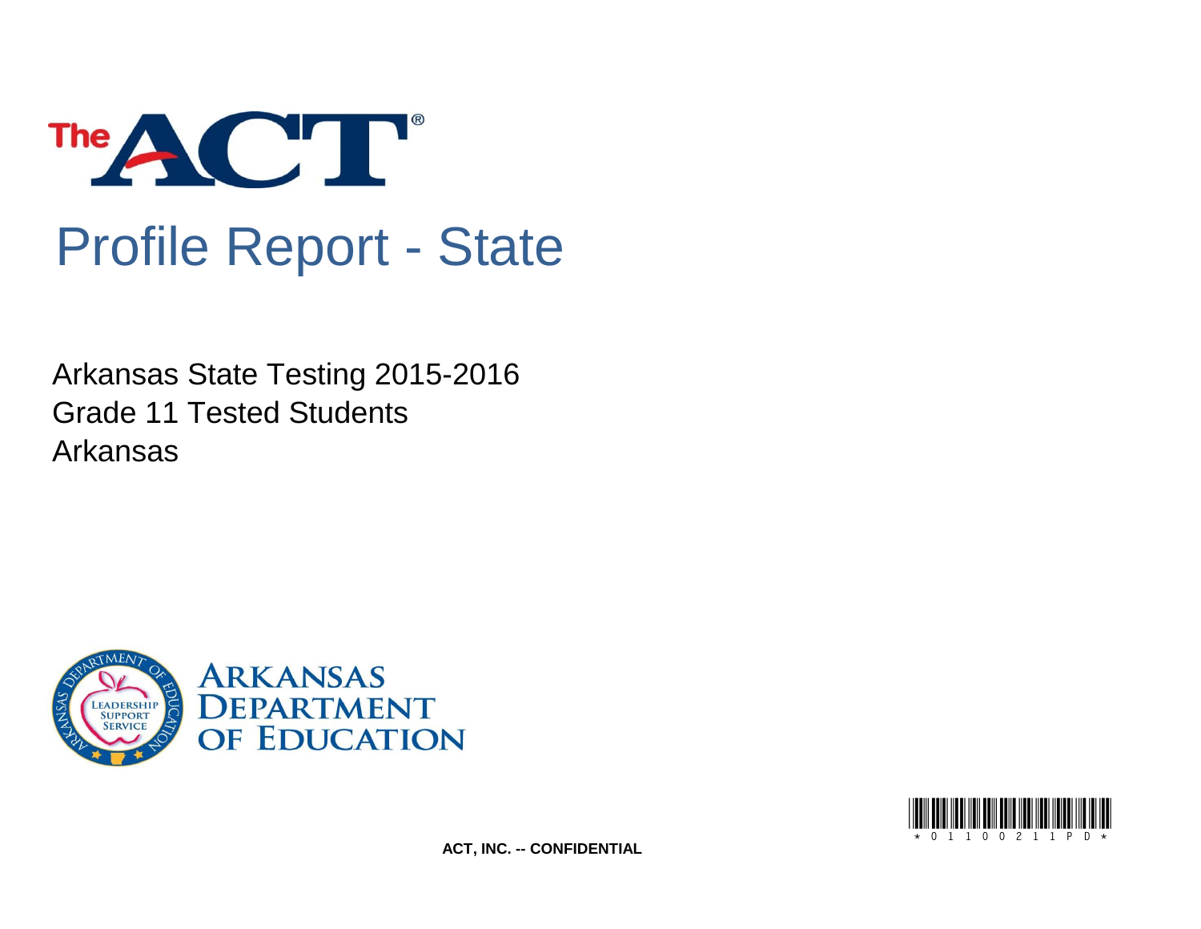The ACT®

# Profile Report - State

Arkansas State Testing 2015-2016
Grade 11 Tested Students
Arkansas

ARKANSAS DEPARTMENT OF EDUCATION

*0110021 1PD*

**ACT, INC. -- CONFIDENTIAL**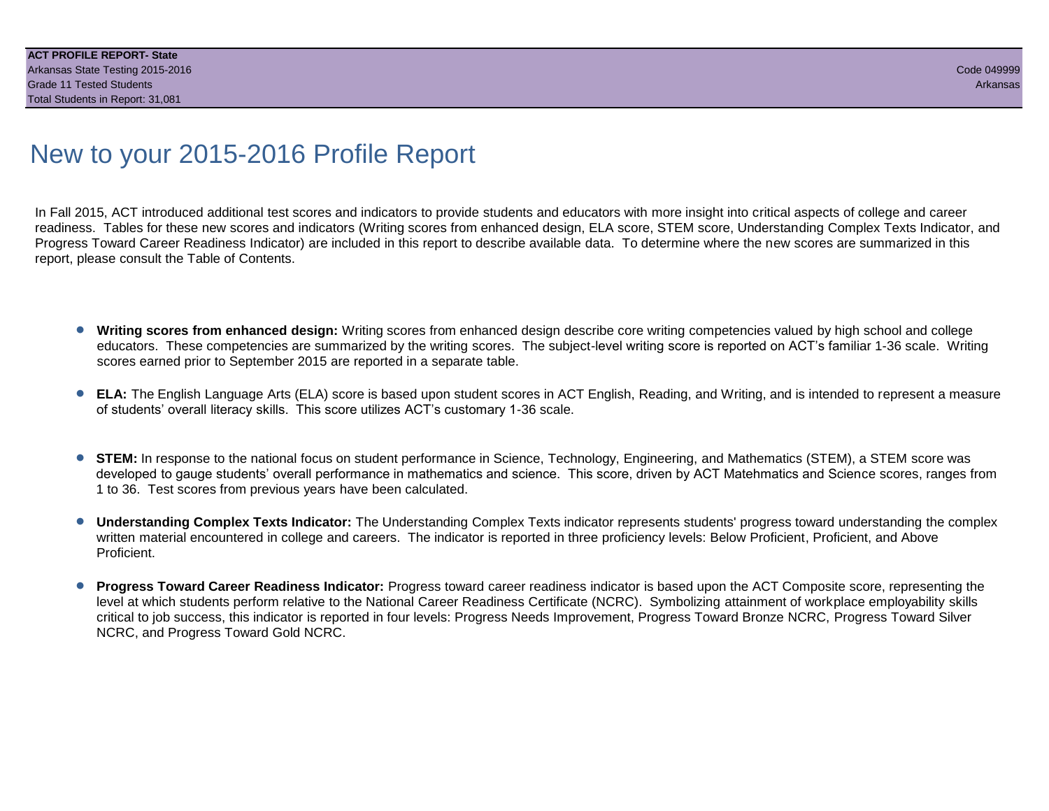# New to your 2015-2016 Profile Report

In Fall 2015, ACT introduced additional test scores and indicators to provide students and educators with more insight into critical aspects of college and career readiness. Tables for these new scores and indicators (Writing scores from enhanced design, ELA score, STEM score, Understanding Complex Texts Indicator, and Progress Toward Career Readiness Indicator) are included in this report to describe available data. To determine where the new scores are summarized in this report, please consult the Table of Contents.

- **Writing scores from enhanced design:** Writing scores from enhanced design describe core writing competencies valued by high school and college educators. These competencies are summarized by the writing scores. The subject-level writing score is reported on ACT's familiar 1-36 scale. Writing scores earned prior to September 2015 are reported in a separate table.

- **ELA:** The English Language Arts (ELA) score is based upon student scores in ACT English, Reading, and Writing, and is intended to represent a measure of students' overall literacy skills. This score utilizes ACT's customary 1-36 scale.

- **STEM:** In response to the national focus on student performance in Science, Technology, Engineering, and Mathematics (STEM), a STEM score was developed to gauge students' overall performance in mathematics and science. This score, driven by ACT Matehmatics and Science scores, ranges from 1 to 36. Test scores from previous years have been calculated.

- **Understanding Complex Texts Indicator:** The Understanding Complex Texts indicator represents students' progress toward understanding the complex written material encountered in college and careers. The indicator is reported in three proficiency levels: Below Proficient, Proficient, and Above Proficient.

- **Progress Toward Career Readiness Indicator:** Progress toward career readiness indicator is based upon the ACT Composite score, representing the level at which students perform relative to the National Career Readiness Certificate (NCRC). Symbolizing attainment of workplace employability skills critical to job success, this indicator is reported in four levels: Progress Needs Improvement, Progress Toward Bronze NCRC, Progress Toward Silver NCRC, and Progress Toward Gold NCRC.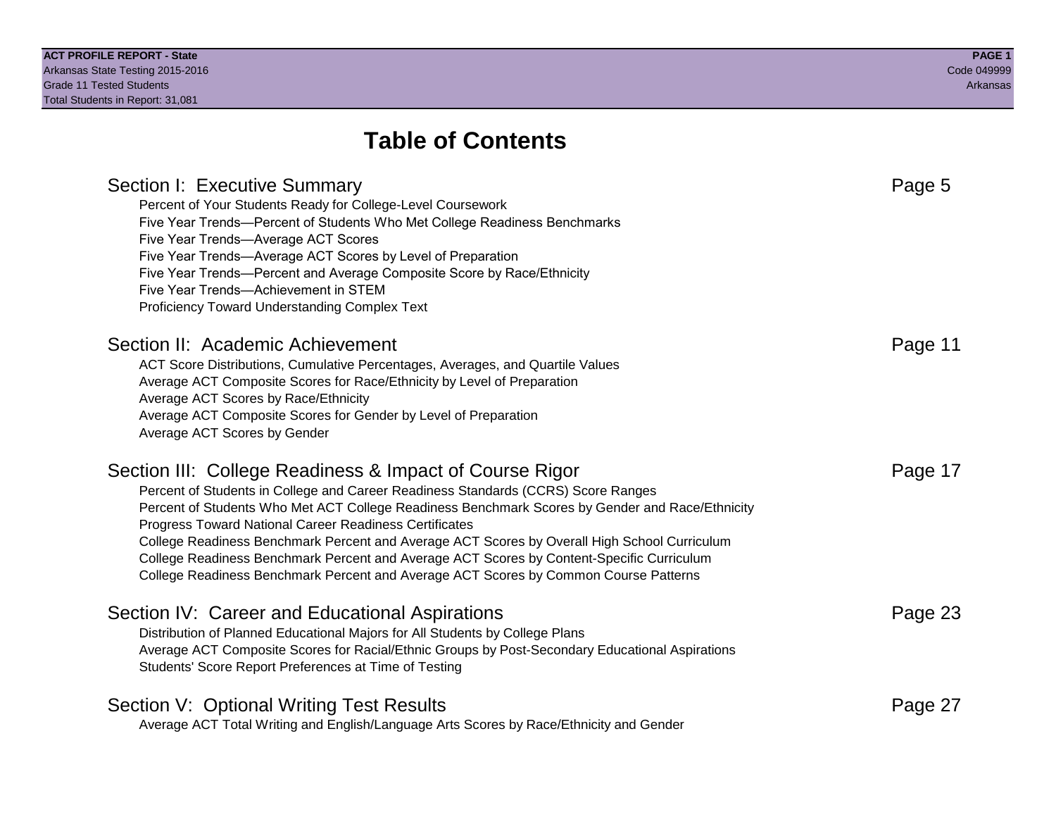# Table of Contents

## Section I: Executive Summary — Page 5

- Percent of Your Students Ready for College-Level Coursework
- Five Year Trends—Percent of Students Who Met College Readiness Benchmarks
- Five Year Trends—Average ACT Scores
- Five Year Trends—Average ACT Scores by Level of Preparation
- Five Year Trends—Percent and Average Composite Score by Race/Ethnicity
- Five Year Trends—Achievement in STEM
- Proficiency Toward Understanding Complex Text

## Section II: Academic Achievement — Page 11

- ACT Score Distributions, Cumulative Percentages, Averages, and Quartile Values
- Average ACT Composite Scores for Race/Ethnicity by Level of Preparation
- Average ACT Scores by Race/Ethnicity
- Average ACT Composite Scores for Gender by Level of Preparation
- Average ACT Scores by Gender

## Section III: College Readiness & Impact of Course Rigor — Page 17

- Percent of Students in College and Career Readiness Standards (CCRS) Score Ranges
- Percent of Students Who Met ACT College Readiness Benchmark Scores by Gender and Race/Ethnicity
- Progress Toward National Career Readiness Certificates
- College Readiness Benchmark Percent and Average ACT Scores by Overall High School Curriculum
- College Readiness Benchmark Percent and Average ACT Scores by Content-Specific Curriculum
- College Readiness Benchmark Percent and Average ACT Scores by Common Course Patterns

## Section IV: Career and Educational Aspirations — Page 23

- Distribution of Planned Educational Majors for All Students by College Plans
- Average ACT Composite Scores for Racial/Ethnic Groups by Post-Secondary Educational Aspirations
- Students' Score Report Preferences at Time of Testing

## Section V: Optional Writing Test Results — Page 27

- Average ACT Total Writing and English/Language Arts Scores by Race/Ethnicity and Gender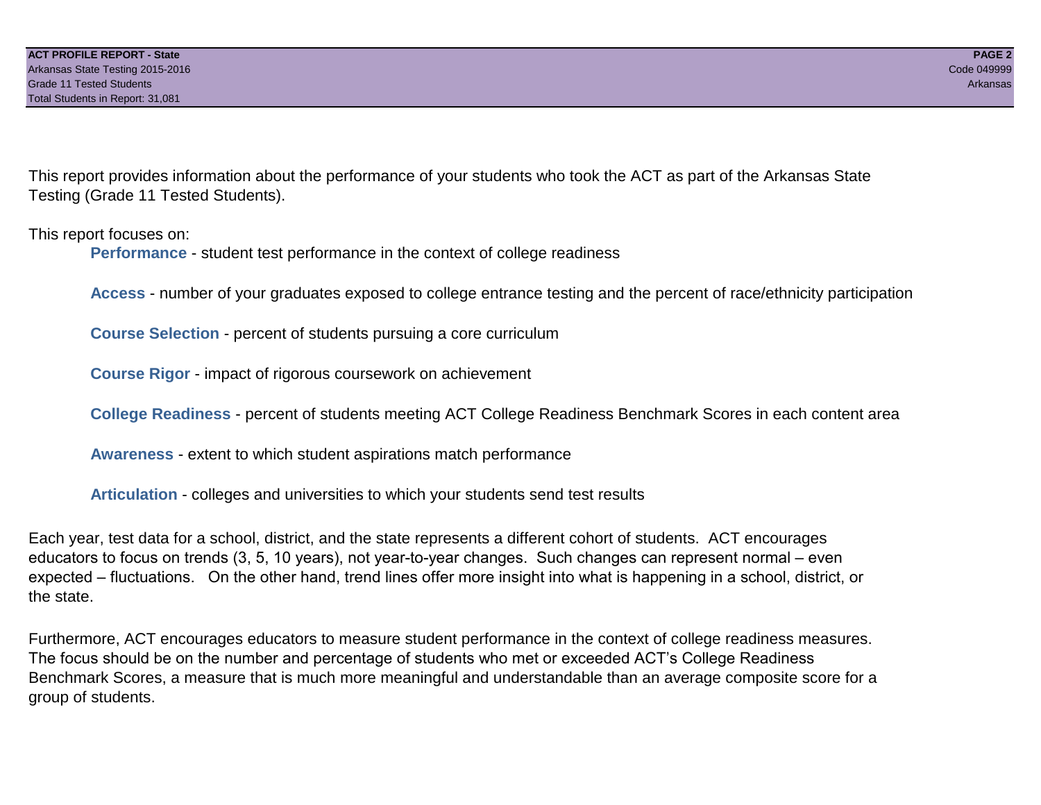This report provides information about the performance of your students who took the ACT as part of the Arkansas State Testing (Grade 11 Tested Students).

This report focuses on:

- **Performance** - student test performance in the context of college readiness
- **Access** - number of your graduates exposed to college entrance testing and the percent of race/ethnicity participation
- **Course Selection** - percent of students pursuing a core curriculum
- **Course Rigor** - impact of rigorous coursework on achievement
- **College Readiness** - percent of students meeting ACT College Readiness Benchmark Scores in each content area
- **Awareness** - extent to which student aspirations match performance
- **Articulation** - colleges and universities to which your students send test results

Each year, test data for a school, district, and the state represents a different cohort of students. ACT encourages educators to focus on trends (3, 5, 10 years), not year-to-year changes. Such changes can represent normal – even expected – fluctuations. On the other hand, trend lines offer more insight into what is happening in a school, district, or the state.

Furthermore, ACT encourages educators to measure student performance in the context of college readiness measures. The focus should be on the number and percentage of students who met or exceeded ACT's College Readiness Benchmark Scores, a measure that is much more meaningful and understandable than an average composite score for a group of students.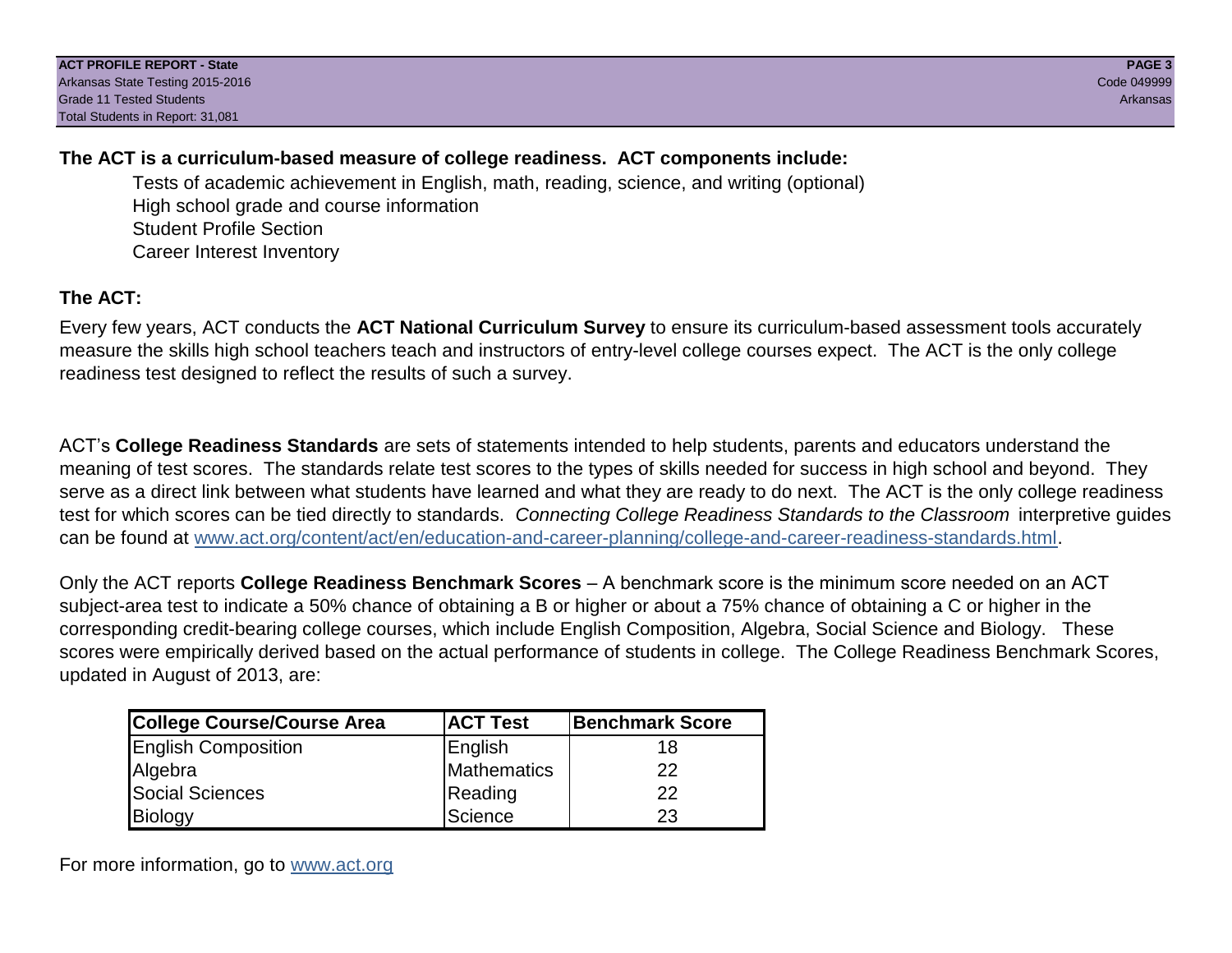**The ACT is a curriculum-based measure of college readiness. ACT components include:**

Tests of academic achievement in English, math, reading, science, and writing (optional)
High school grade and course information
Student Profile Section
Career Interest Inventory

**The ACT:**

Every few years, ACT conducts the **ACT National Curriculum Survey** to ensure its curriculum-based assessment tools accurately measure the skills high school teachers teach and instructors of entry-level college courses expect. The ACT is the only college readiness test designed to reflect the results of such a survey.

ACT's **College Readiness Standards** are sets of statements intended to help students, parents and educators understand the meaning of test scores. The standards relate test scores to the types of skills needed for success in high school and beyond. They serve as a direct link between what students have learned and what they are ready to do next. The ACT is the only college readiness test for which scores can be tied directly to standards. *Connecting College Readiness Standards to the Classroom* interpretive guides can be found at www.act.org/content/act/en/education-and-career-planning/college-and-career-readiness-standards.html.

Only the ACT reports **College Readiness Benchmark Scores** – A benchmark score is the minimum score needed on an ACT subject-area test to indicate a 50% chance of obtaining a B or higher or about a 75% chance of obtaining a C or higher in the corresponding credit-bearing college courses, which include English Composition, Algebra, Social Science and Biology. These scores were empirically derived based on the actual performance of students in college. The College Readiness Benchmark Scores, updated in August of 2013, are:

| College Course/Course Area | ACT Test | Benchmark Score |
|---|---|---|
| English Composition | English | 18 |
| Algebra | Mathematics | 22 |
| Social Sciences | Reading | 22 |
| Biology | Science | 23 |

For more information, go to www.act.org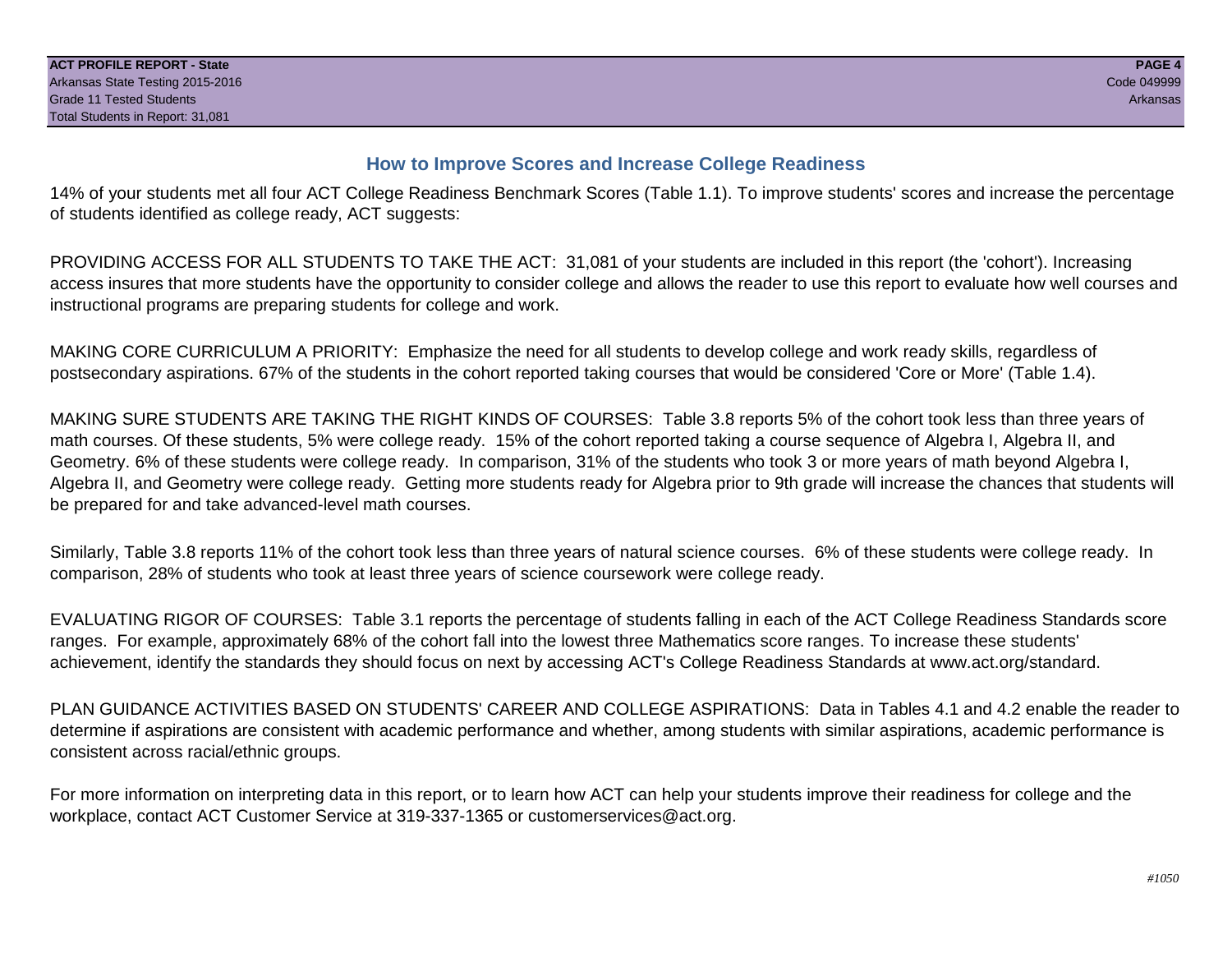## How to Improve Scores and Increase College Readiness

14% of your students met all four ACT College Readiness Benchmark Scores (Table 1.1). To improve students' scores and increase the percentage of students identified as college ready, ACT suggests:

PROVIDING ACCESS FOR ALL STUDENTS TO TAKE THE ACT: 31,081 of your students are included in this report (the 'cohort'). Increasing access insures that more students have the opportunity to consider college and allows the reader to use this report to evaluate how well courses and instructional programs are preparing students for college and work.

MAKING CORE CURRICULUM A PRIORITY: Emphasize the need for all students to develop college and work ready skills, regardless of postsecondary aspirations. 67% of the students in the cohort reported taking courses that would be considered 'Core or More' (Table 1.4).

MAKING SURE STUDENTS ARE TAKING THE RIGHT KINDS OF COURSES: Table 3.8 reports 5% of the cohort took less than three years of math courses. Of these students, 5% were college ready. 15% of the cohort reported taking a course sequence of Algebra I, Algebra II, and Geometry. 6% of these students were college ready. In comparison, 31% of the students who took 3 or more years of math beyond Algebra I, Algebra II, and Geometry were college ready. Getting more students ready for Algebra prior to 9th grade will increase the chances that students will be prepared for and take advanced-level math courses.

Similarly, Table 3.8 reports 11% of the cohort took less than three years of natural science courses. 6% of these students were college ready. In comparison, 28% of students who took at least three years of science coursework were college ready.

EVALUATING RIGOR OF COURSES: Table 3.1 reports the percentage of students falling in each of the ACT College Readiness Standards score ranges. For example, approximately 68% of the cohort fall into the lowest three Mathematics score ranges. To increase these students' achievement, identify the standards they should focus on next by accessing ACT's College Readiness Standards at www.act.org/standard.

PLAN GUIDANCE ACTIVITIES BASED ON STUDENTS' CAREER AND COLLEGE ASPIRATIONS: Data in Tables 4.1 and 4.2 enable the reader to determine if aspirations are consistent with academic performance and whether, among students with similar aspirations, academic performance is consistent across racial/ethnic groups.

For more information on interpreting data in this report, or to learn how ACT can help your students improve their readiness for college and the workplace, contact ACT Customer Service at 319-337-1365 or customerservices@act.org.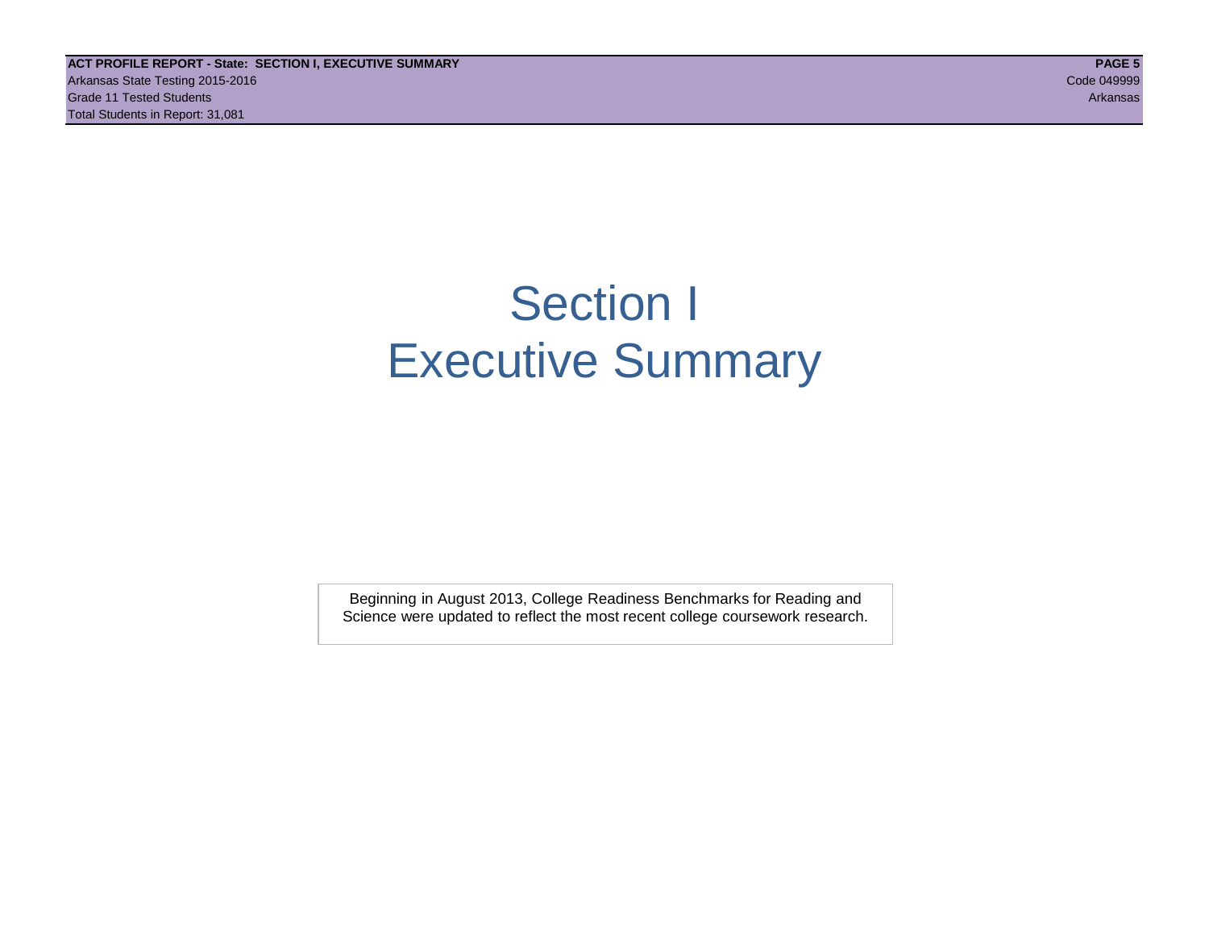# Section I
# Executive Summary

Beginning in August 2013, College Readiness Benchmarks for Reading and Science were updated to reflect the most recent college coursework research.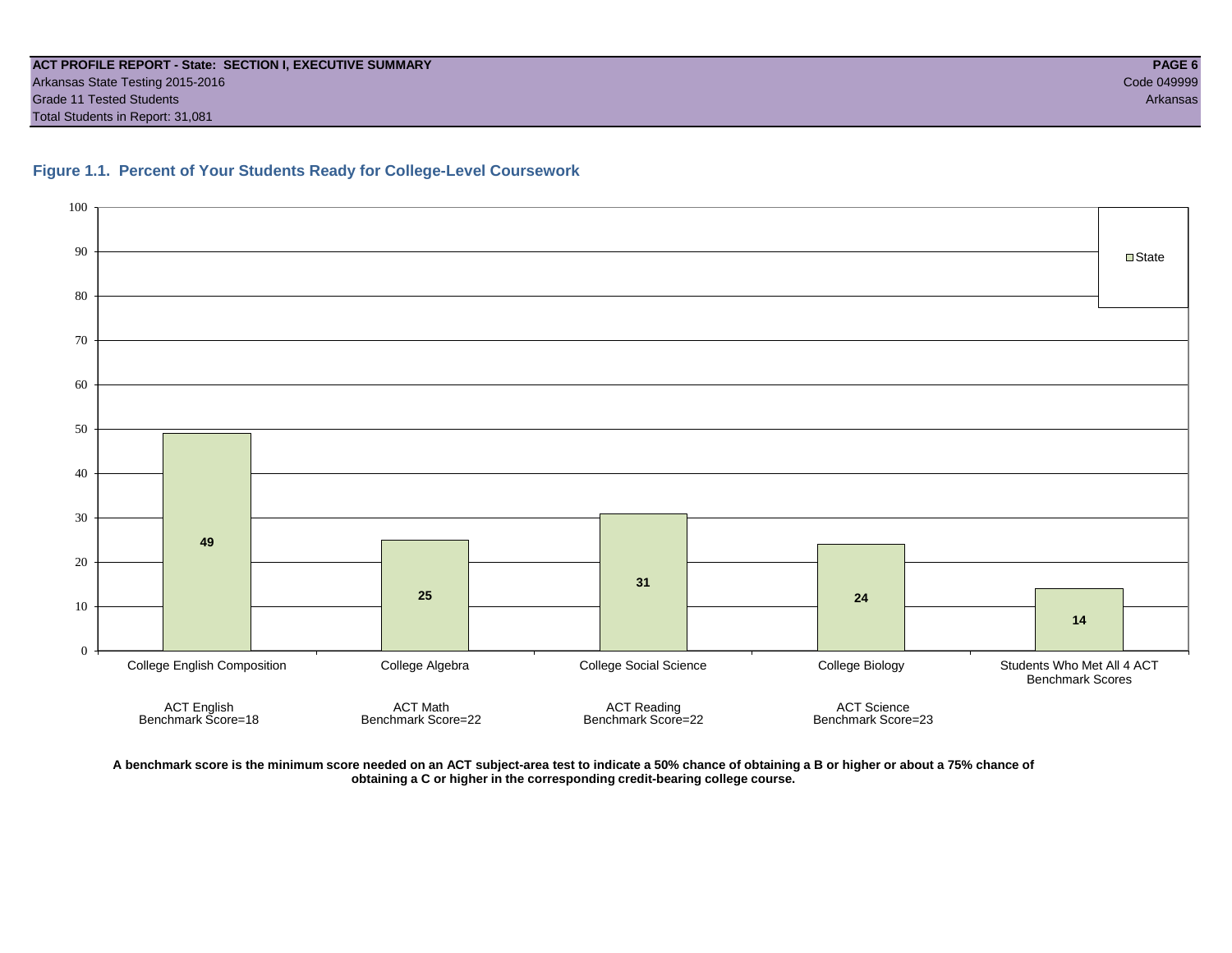**ACT PROFILE REPORT - State: SECTION I, EXECUTIVE SUMMARY**

Arkansas State Testing 2015-2016
Grade 11 Tested Students
Total Students in Report: 31,081

Code 049999
Arkansas

### Figure 1.1. Percent of Your Students Ready for College-Level Coursework

| Course | ACT Benchmark | State |
|---|---|---|
| College English Composition | ACT English Benchmark Score=18 | 49 |
| College Algebra | ACT Math Benchmark Score=22 | 25 |
| College Social Science | ACT Reading Benchmark Score=22 | 31 |
| College Biology | ACT Science Benchmark Score=23 | 24 |
| Students Who Met All 4 ACT Benchmark Scores | | 14 |

**A benchmark score is the minimum score needed on an ACT subject-area test to indicate a 50% chance of obtaining a B or higher or about a 75% chance of obtaining a C or higher in the corresponding credit-bearing college course.**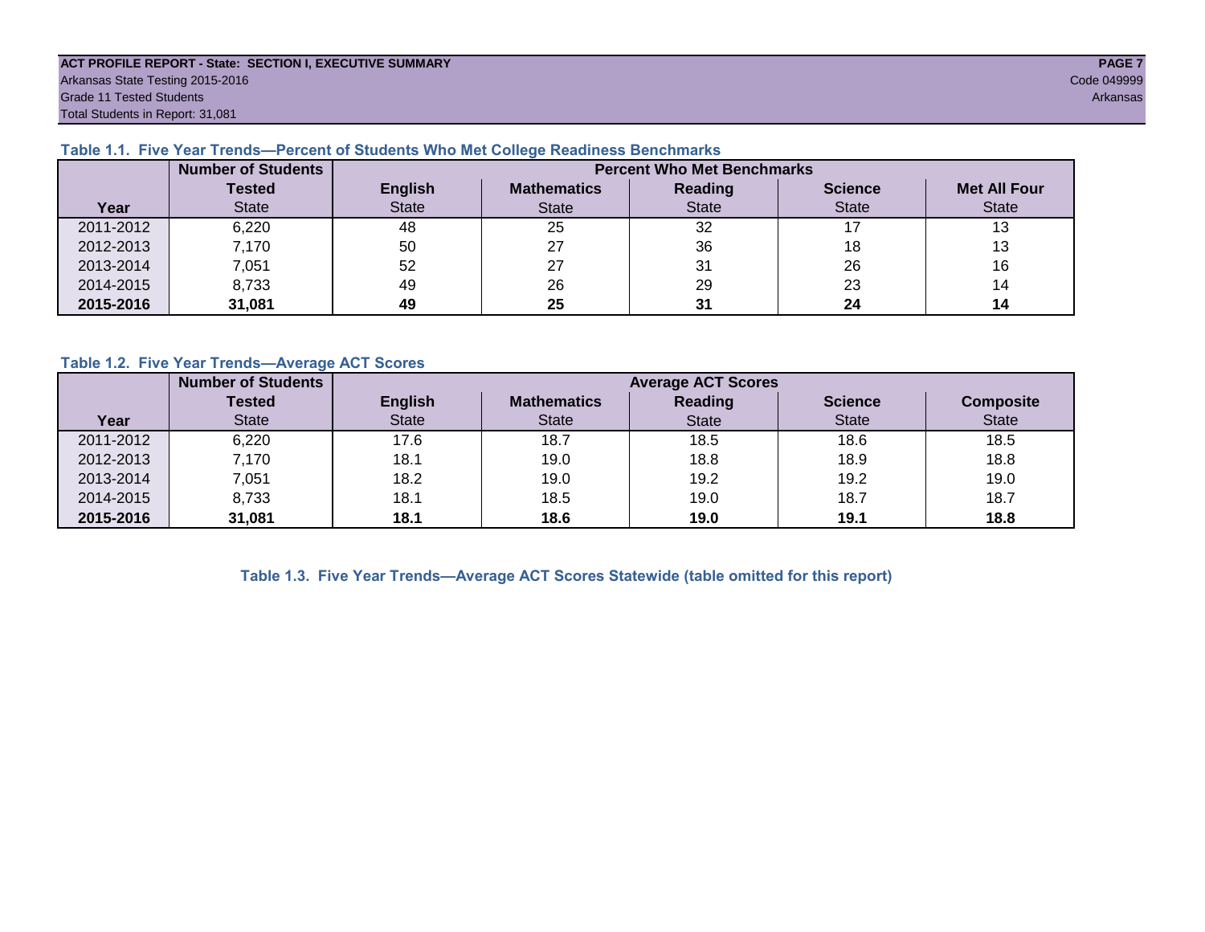**ACT PROFILE REPORT - State: SECTION I, EXECUTIVE SUMMARY**
Arkansas State Testing 2015-2016
Grade 11 Tested Students
Total Students in Report: 31,081

Code 049999
Arkansas

### Table 1.1. Five Year Trends—Percent of Students Who Met College Readiness Benchmarks

| | Number of Students | Percent Who Met Benchmarks | | | | |
|---|---|---|---|---|---|---|
| | Tested | English | Mathematics | Reading | Science | Met All Four |
| Year | State | State | State | State | State | State |
| 2011-2012 | 6,220 | 48 | 25 | 32 | 17 | 13 |
| 2012-2013 | 7,170 | 50 | 27 | 36 | 18 | 13 |
| 2013-2014 | 7,051 | 52 | 27 | 31 | 26 | 16 |
| 2014-2015 | 8,733 | 49 | 26 | 29 | 23 | 14 |
| **2015-2016** | **31,081** | **49** | **25** | **31** | **24** | **14** |

### Table 1.2. Five Year Trends—Average ACT Scores

| | Number of Students | Average ACT Scores | | | | |
|---|---|---|---|---|---|---|
| | Tested | English | Mathematics | Reading | Science | Composite |
| Year | State | State | State | State | State | State |
| 2011-2012 | 6,220 | 17.6 | 18.7 | 18.5 | 18.6 | 18.5 |
| 2012-2013 | 7,170 | 18.1 | 19.0 | 18.8 | 18.9 | 18.8 |
| 2013-2014 | 7,051 | 18.2 | 19.0 | 19.2 | 19.2 | 19.0 |
| 2014-2015 | 8,733 | 18.1 | 18.5 | 19.0 | 18.7 | 18.7 |
| **2015-2016** | **31,081** | **18.1** | **18.6** | **19.0** | **19.1** | **18.8** |

### Table 1.3. Five Year Trends—Average ACT Scores Statewide (table omitted for this report)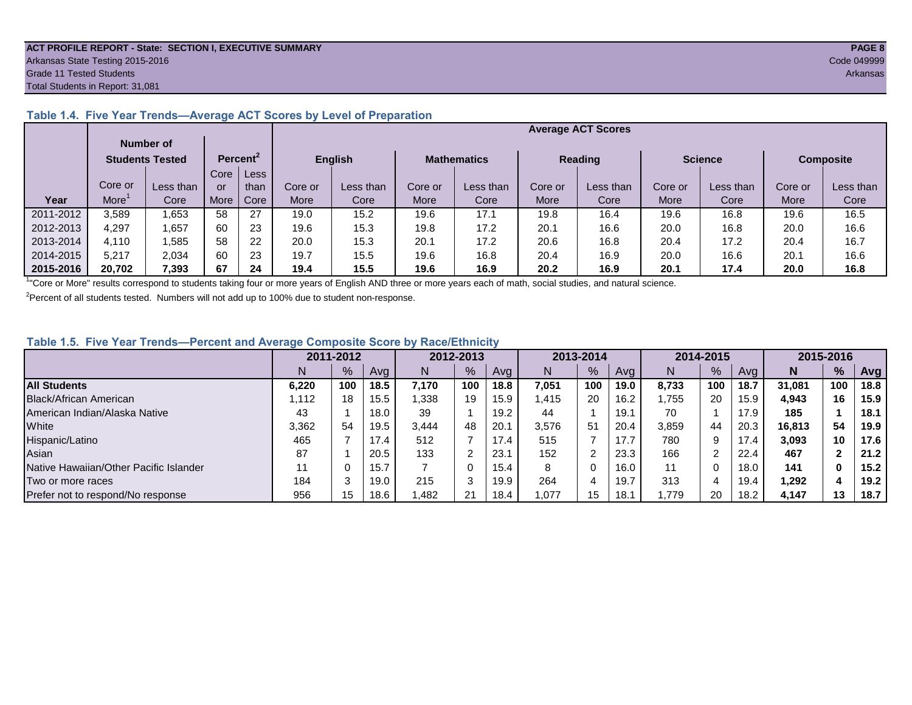## Table 1.4. Five Year Trends—Average ACT Scores by Level of Preparation

| | Number of Students Tested | | Percent[2] | | Average ACT Scores | | | | | | | | | |
|---|---|---|---|---|---|---|---|---|---|---|---|---|---|---|
| | | | | | English | | Mathematics | | Reading | | Science | | Composite | |
| Year | Core or More[1] | Less than Core | Core or More | Less than Core | Core or More | Less than Core | Core or More | Less than Core | Core or More | Less than Core | Core or More | Less than Core | Core or More | Less than Core |
| 2011-2012 | 3,589 | 1,653 | 58 | 27 | 19.0 | 15.2 | 19.6 | 17.1 | 19.8 | 16.4 | 19.6 | 16.8 | 19.6 | 16.5 |
| 2012-2013 | 4,297 | 1,657 | 60 | 23 | 19.6 | 15.3 | 19.8 | 17.2 | 20.1 | 16.6 | 20.0 | 16.8 | 20.0 | 16.6 |
| 2013-2014 | 4,110 | 1,585 | 58 | 22 | 20.0 | 15.3 | 20.1 | 17.2 | 20.6 | 16.8 | 20.4 | 17.2 | 20.4 | 16.7 |
| 2014-2015 | 5,217 | 2,034 | 60 | 23 | 19.7 | 15.5 | 19.6 | 16.8 | 20.4 | 16.9 | 20.0 | 16.6 | 20.1 | 16.6 |
| **2015-2016** | **20,702** | **7,393** | **67** | **24** | **19.4** | **15.5** | **19.6** | **16.9** | **20.2** | **16.9** | **20.1** | **17.4** | **20.0** | **16.8** |

[1]"Core or More" results correspond to students taking four or more years of English AND three or more years each of math, social studies, and natural science.

[2]Percent of all students tested. Numbers will not add up to 100% due to student non-response.

## Table 1.5. Five Year Trends—Percent and Average Composite Score by Race/Ethnicity

| | 2011-2012 | | | 2012-2013 | | | 2013-2014 | | | 2014-2015 | | | 2015-2016 | | |
|---|---|---|---|---|---|---|---|---|---|---|---|---|---|---|---|
| | N | % | Avg | N | % | Avg | N | % | Avg | N | % | Avg | **N** | **%** | **Avg** |
| **All Students** | **6,220** | **100** | **18.5** | **7,170** | **100** | **18.8** | **7,051** | **100** | **19.0** | **8,733** | **100** | **18.7** | **31,081** | **100** | **18.8** |
| Black/African American | 1,112 | 18 | 15.5 | 1,338 | 19 | 15.9 | 1,415 | 20 | 16.2 | 1,755 | 20 | 15.9 | **4,943** | **16** | **15.9** |
| American Indian/Alaska Native | 43 | 1 | 18.0 | 39 | 1 | 19.2 | 44 | 1 | 19.1 | 70 | 1 | 17.9 | **185** | **1** | **18.1** |
| White | 3,362 | 54 | 19.5 | 3,444 | 48 | 20.1 | 3,576 | 51 | 20.4 | 3,859 | 44 | 20.3 | **16,813** | **54** | **19.9** |
| Hispanic/Latino | 465 | 7 | 17.4 | 512 | 7 | 17.4 | 515 | 7 | 17.7 | 780 | 9 | 17.4 | **3,093** | **10** | **17.6** |
| Asian | 87 | 1 | 20.5 | 133 | 2 | 23.1 | 152 | 2 | 23.3 | 166 | 2 | 22.4 | **467** | **2** | **21.2** |
| Native Hawaiian/Other Pacific Islander | 11 | 0 | 15.7 | 7 | 0 | 15.4 | 8 | 0 | 16.0 | 11 | 0 | 18.0 | **141** | **0** | **15.2** |
| Two or more races | 184 | 3 | 19.0 | 215 | 3 | 19.9 | 264 | 4 | 19.7 | 313 | 4 | 19.4 | **1,292** | **4** | **19.2** |
| Prefer not to respond/No response | 956 | 15 | 18.6 | 1,482 | 21 | 18.4 | 1,077 | 15 | 18.1 | 1,779 | 20 | 18.2 | **4,147** | **13** | **18.7** |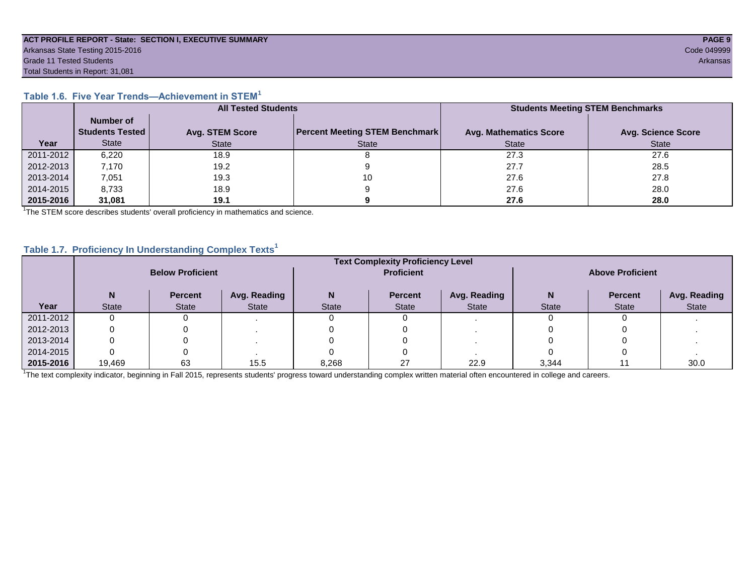**ACT PROFILE REPORT - State: SECTION I, EXECUTIVE SUMMARY**
Arkansas State Testing 2015-2016
Grade 11 Tested Students
Total Students in Report: 31,081

Code 049999
Arkansas

### Table 1.6. Five Year Trends—Achievement in STEM[1]

| | All Tested Students | | | Students Meeting STEM Benchmarks | |
|---|---|---|---|---|---|
| | Number of Students Tested | Avg. STEM Score | Percent Meeting STEM Benchmark | Avg. Mathematics Score | Avg. Science Score |
| Year | State | State | State | State | State |
| 2011-2012 | 6,220 | 18.9 | 8 | 27.3 | 27.6 |
| 2012-2013 | 7,170 | 19.2 | 9 | 27.7 | 28.5 |
| 2013-2014 | 7,051 | 19.3 | 10 | 27.6 | 27.8 |
| 2014-2015 | 8,733 | 18.9 | 9 | 27.6 | 28.0 |
| **2015-2016** | **31,081** | **19.1** | **9** | **27.6** | **28.0** |

[1]The STEM score describes students' overall proficiency in mathematics and science.

### Table 1.7. Proficiency In Understanding Complex Texts[1]

| | Text Complexity Proficiency Level | | | | | | | | |
|---|---|---|---|---|---|---|---|---|---|
| | Below Proficient | | | Proficient | | | Above Proficient | | |
| | N | Percent | Avg. Reading | N | Percent | Avg. Reading | N | Percent | Avg. Reading |
| Year | State | State | State | State | State | State | State | State | State |
| 2011-2012 | 0 | 0 | . | 0 | 0 | . | 0 | 0 | . |
| 2012-2013 | 0 | 0 | . | 0 | 0 | . | 0 | 0 | . |
| 2013-2014 | 0 | 0 | . | 0 | 0 | . | 0 | 0 | . |
| 2014-2015 | 0 | 0 | . | 0 | 0 | . | 0 | 0 | . |
| **2015-2016** | 19,469 | 63 | 15.5 | 8,268 | 27 | 22.9 | 3,344 | 11 | 30.0 |

[1]The text complexity indicator, beginning in Fall 2015, represents students' progress toward understanding complex written material often encountered in college and careers.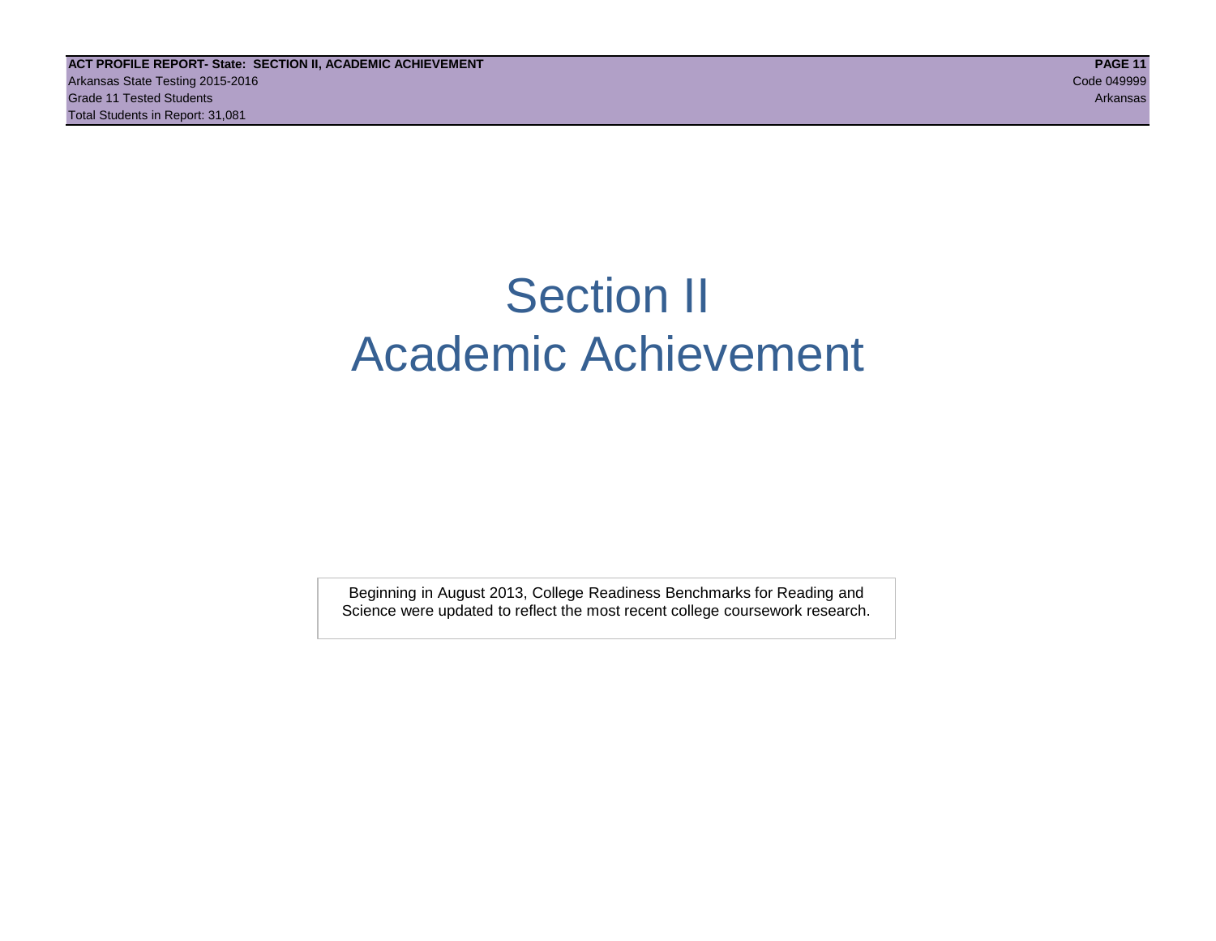# Section II
# Academic Achievement

Beginning in August 2013, College Readiness Benchmarks for Reading and Science were updated to reflect the most recent college coursework research.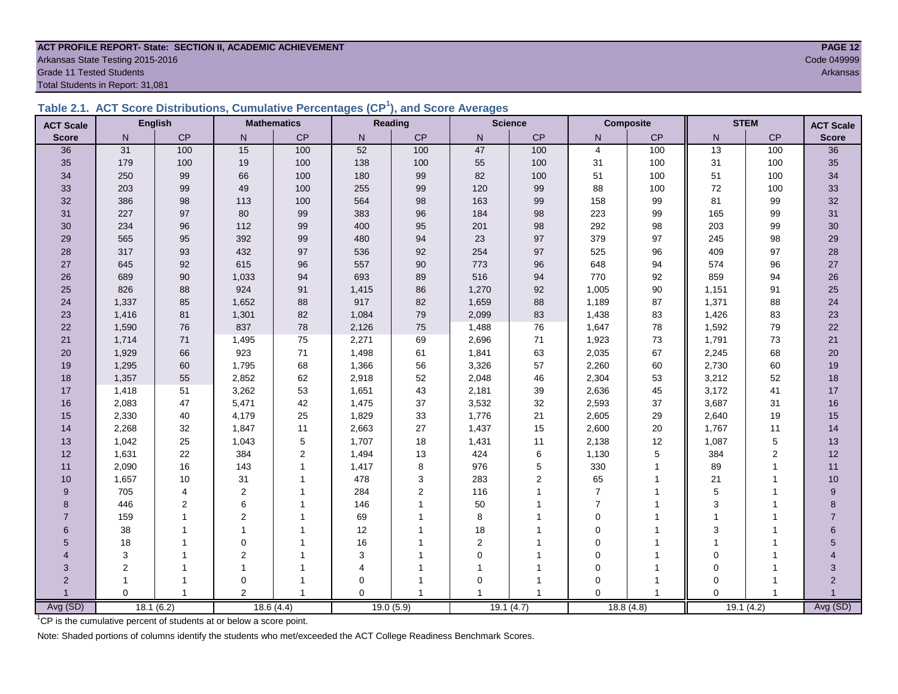**ACT PROFILE REPORT- State: SECTION II, ACADEMIC ACHIEVEMENT**
Arkansas State Testing 2015-2016
Grade 11 Tested Students
Total Students in Report: 31,081

Code 049999
Arkansas

## Table 2.1. ACT Score Distributions, Cumulative Percentages (CP[1]), and Score Averages

| ACT Scale | English | | Mathematics | | Reading | | Science | | Composite | | STEM | | ACT Scale |
|---|---|---|---|---|---|---|---|---|---|---|---|---|---|
| Score | N | CP | N | CP | N | CP | N | CP | N | CP | N | CP | Score |
| 36 | 31 | 100 | 15 | 100 | 52 | 100 | 47 | 100 | 4 | 100 | 13 | 100 | 36 |
| 35 | 179 | 100 | 19 | 100 | 138 | 100 | 55 | 100 | 31 | 100 | 31 | 100 | 35 |
| 34 | 250 | 99 | 66 | 100 | 180 | 99 | 82 | 100 | 51 | 100 | 51 | 100 | 34 |
| 33 | 203 | 99 | 49 | 100 | 255 | 99 | 120 | 99 | 88 | 100 | 72 | 100 | 33 |
| 32 | 386 | 98 | 113 | 100 | 564 | 98 | 163 | 99 | 158 | 99 | 81 | 99 | 32 |
| 31 | 227 | 97 | 80 | 99 | 383 | 96 | 184 | 98 | 223 | 99 | 165 | 99 | 31 |
| 30 | 234 | 96 | 112 | 99 | 400 | 95 | 201 | 98 | 292 | 98 | 203 | 99 | 30 |
| 29 | 565 | 95 | 392 | 99 | 480 | 94 | 23 | 97 | 379 | 97 | 245 | 98 | 29 |
| 28 | 317 | 93 | 432 | 97 | 536 | 92 | 254 | 97 | 525 | 96 | 409 | 97 | 28 |
| 27 | 645 | 92 | 615 | 96 | 557 | 90 | 773 | 96 | 648 | 94 | 574 | 96 | 27 |
| 26 | 689 | 90 | 1,033 | 94 | 693 | 89 | 516 | 94 | 770 | 92 | 859 | 94 | 26 |
| 25 | 826 | 88 | 924 | 91 | 1,415 | 86 | 1,270 | 92 | 1,005 | 90 | 1,151 | 91 | 25 |
| 24 | 1,337 | 85 | 1,652 | 88 | 917 | 82 | 1,659 | 88 | 1,189 | 87 | 1,371 | 88 | 24 |
| 23 | 1,416 | 81 | 1,301 | 82 | 1,084 | 79 | 2,099 | 83 | 1,438 | 83 | 1,426 | 83 | 23 |
| 22 | 1,590 | 76 | 837 | 78 | 2,126 | 75 | 1,488 | 76 | 1,647 | 78 | 1,592 | 79 | 22 |
| 21 | 1,714 | 71 | 1,495 | 75 | 2,271 | 69 | 2,696 | 71 | 1,923 | 73 | 1,791 | 73 | 21 |
| 20 | 1,929 | 66 | 923 | 71 | 1,498 | 61 | 1,841 | 63 | 2,035 | 67 | 2,245 | 68 | 20 |
| 19 | 1,295 | 60 | 1,795 | 68 | 1,366 | 56 | 3,326 | 57 | 2,260 | 60 | 2,730 | 60 | 19 |
| 18 | 1,357 | 55 | 2,852 | 62 | 2,918 | 52 | 2,048 | 46 | 2,304 | 53 | 3,212 | 52 | 18 |
| 17 | 1,418 | 51 | 3,262 | 53 | 1,651 | 43 | 2,181 | 39 | 2,636 | 45 | 3,172 | 41 | 17 |
| 16 | 2,083 | 47 | 5,471 | 42 | 1,475 | 37 | 3,532 | 32 | 2,593 | 37 | 3,687 | 31 | 16 |
| 15 | 2,330 | 40 | 4,179 | 25 | 1,829 | 33 | 1,776 | 21 | 2,605 | 29 | 2,640 | 19 | 15 |
| 14 | 2,268 | 32 | 1,847 | 11 | 2,663 | 27 | 1,437 | 15 | 2,600 | 20 | 1,767 | 11 | 14 |
| 13 | 1,042 | 25 | 1,043 | 5 | 1,707 | 18 | 1,431 | 11 | 2,138 | 12 | 1,087 | 5 | 13 |
| 12 | 1,631 | 22 | 384 | 2 | 1,494 | 13 | 424 | 6 | 1,130 | 5 | 384 | 2 | 12 |
| 11 | 2,090 | 16 | 143 | 1 | 1,417 | 8 | 976 | 5 | 330 | 1 | 89 | 1 | 11 |
| 10 | 1,657 | 10 | 31 | 1 | 478 | 3 | 283 | 2 | 65 | 1 | 21 | 1 | 10 |
| 9 | 705 | 4 | 2 | 1 | 284 | 2 | 116 | 1 | 7 | 1 | 5 | 1 | 9 |
| 8 | 446 | 2 | 6 | 1 | 146 | 1 | 50 | 1 | 7 | 1 | 3 | 1 | 8 |
| 7 | 159 | 1 | 2 | 1 | 69 | 1 | 8 | 1 | 0 | 1 | 1 | 1 | 7 |
| 6 | 38 | 1 | 1 | 1 | 12 | 1 | 18 | 1 | 0 | 1 | 3 | 1 | 6 |
| 5 | 18 | 1 | 0 | 1 | 16 | 1 | 2 | 1 | 0 | 1 | 1 | 1 | 5 |
| 4 | 3 | 1 | 2 | 1 | 3 | 1 | 0 | 1 | 0 | 1 | 0 | 1 | 4 |
| 3 | 2 | 1 | 1 | 1 | 4 | 1 | 1 | 1 | 0 | 1 | 0 | 1 | 3 |
| 2 | 1 | 1 | 0 | 1 | 0 | 1 | 0 | 1 | 0 | 1 | 0 | 1 | 2 |
| 1 | 0 | 1 | 2 | 1 | 0 | 1 | 1 | 1 | 0 | 1 | 0 | 1 | 1 |
| Avg (SD) | 18.1 (6.2) | | 18.6 (4.4) | | 19.0 (5.9) | | 19.1 (4.7) | | 18.8 (4.8) | | 19.1 (4.2) | | Avg (SD) |

[1]CP is the cumulative percent of students at or below a score point.

Note: Shaded portions of columns identify the students who met/exceeded the ACT College Readiness Benchmark Scores.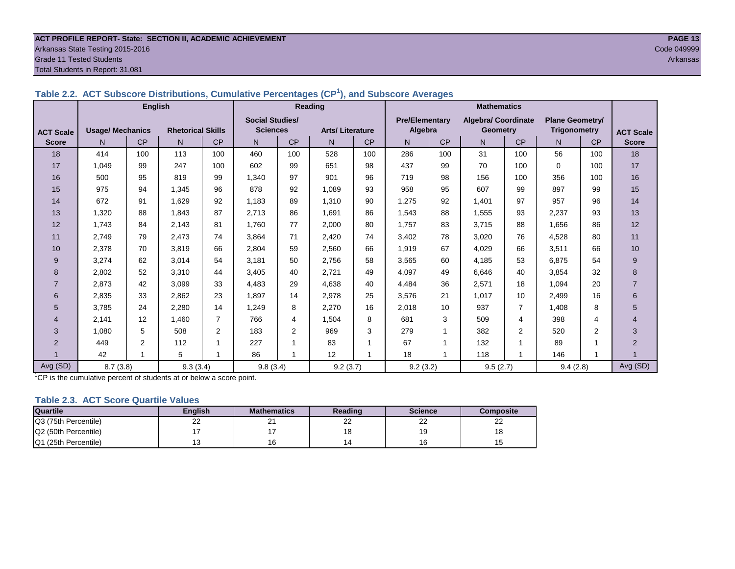ACT PROFILE REPORT- State: SECTION II, ACADEMIC ACHIEVEMENT
Arkansas State Testing 2015-2016
Grade 11 Tested Students
Total Students in Report: 31,081

Code 049999
Arkansas

### Table 2.2. ACT Subscore Distributions, Cumulative Percentages (CP[1]), and Subscore Averages

| ACT Scale Score | English | | | | Reading | | | | Mathematics | | | | | | ACT Scale Score |
|---|---|---|---|---|---|---|---|---|---|---|---|---|---|---|---|
| | Usage/ Mechanics | | Rhetorical Skills | | Social Studies/ Sciences | | Arts/ Literature | | Pre/Elementary Algebra | | Algebra/ Coordinate Geometry | | Plane Geometry/ Trigonometry | | |
| | N | CP | N | CP | N | CP | N | CP | N | CP | N | CP | N | CP | |
| 18 | 414 | 100 | 113 | 100 | 460 | 100 | 528 | 100 | 286 | 100 | 31 | 100 | 56 | 100 | 18 |
| 17 | 1,049 | 99 | 247 | 100 | 602 | 99 | 651 | 98 | 437 | 99 | 70 | 100 | 0 | 100 | 17 |
| 16 | 500 | 95 | 819 | 99 | 1,340 | 97 | 901 | 96 | 719 | 98 | 156 | 100 | 356 | 100 | 16 |
| 15 | 975 | 94 | 1,345 | 96 | 878 | 92 | 1,089 | 93 | 958 | 95 | 607 | 99 | 897 | 99 | 15 |
| 14 | 672 | 91 | 1,629 | 92 | 1,183 | 89 | 1,310 | 90 | 1,275 | 92 | 1,401 | 97 | 957 | 96 | 14 |
| 13 | 1,320 | 88 | 1,843 | 87 | 2,713 | 86 | 1,691 | 86 | 1,543 | 88 | 1,555 | 93 | 2,237 | 93 | 13 |
| 12 | 1,743 | 84 | 2,143 | 81 | 1,760 | 77 | 2,000 | 80 | 1,757 | 83 | 3,715 | 88 | 1,656 | 86 | 12 |
| 11 | 2,749 | 79 | 2,473 | 74 | 3,864 | 71 | 2,420 | 74 | 3,402 | 78 | 3,020 | 76 | 4,528 | 80 | 11 |
| 10 | 2,378 | 70 | 3,819 | 66 | 2,804 | 59 | 2,560 | 66 | 1,919 | 67 | 4,029 | 66 | 3,511 | 66 | 10 |
| 9 | 3,274 | 62 | 3,014 | 54 | 3,181 | 50 | 2,756 | 58 | 3,565 | 60 | 4,185 | 53 | 6,875 | 54 | 9 |
| 8 | 2,802 | 52 | 3,310 | 44 | 3,405 | 40 | 2,721 | 49 | 4,097 | 49 | 6,646 | 40 | 3,854 | 32 | 8 |
| 7 | 2,873 | 42 | 3,099 | 33 | 4,483 | 29 | 4,638 | 40 | 4,484 | 36 | 2,571 | 18 | 1,094 | 20 | 7 |
| 6 | 2,835 | 33 | 2,862 | 23 | 1,897 | 14 | 2,978 | 25 | 3,576 | 21 | 1,017 | 10 | 2,499 | 16 | 6 |
| 5 | 3,785 | 24 | 2,280 | 14 | 1,249 | 8 | 2,270 | 16 | 2,018 | 10 | 937 | 7 | 1,408 | 8 | 5 |
| 4 | 2,141 | 12 | 1,460 | 7 | 766 | 4 | 1,504 | 8 | 681 | 3 | 509 | 4 | 398 | 4 | 4 |
| 3 | 1,080 | 5 | 508 | 2 | 183 | 2 | 969 | 3 | 279 | 1 | 382 | 2 | 520 | 2 | 3 |
| 2 | 449 | 2 | 112 | 1 | 227 | 1 | 83 | 1 | 67 | 1 | 132 | 1 | 89 | 1 | 2 |
| 1 | 42 | 1 | 5 | 1 | 86 | 1 | 12 | 1 | 18 | 1 | 118 | 1 | 146 | 1 | 1 |
| Avg (SD) | 8.7 (3.8) | | 9.3 (3.4) | | 9.8 (3.4) | | 9.2 (3.7) | | 9.2 (3.2) | | 9.5 (2.7) | | 9.4 (2.8) | | Avg (SD) |

[1]CP is the cumulative percent of students at or below a score point.

### Table 2.3. ACT Score Quartile Values

| Quartile | English | Mathematics | Reading | Science | Composite |
|---|---|---|---|---|---|
| Q3 (75th Percentile) | 22 | 21 | 22 | 22 | 22 |
| Q2 (50th Percentile) | 17 | 17 | 18 | 19 | 18 |
| Q1 (25th Percentile) | 13 | 16 | 14 | 16 | 15 |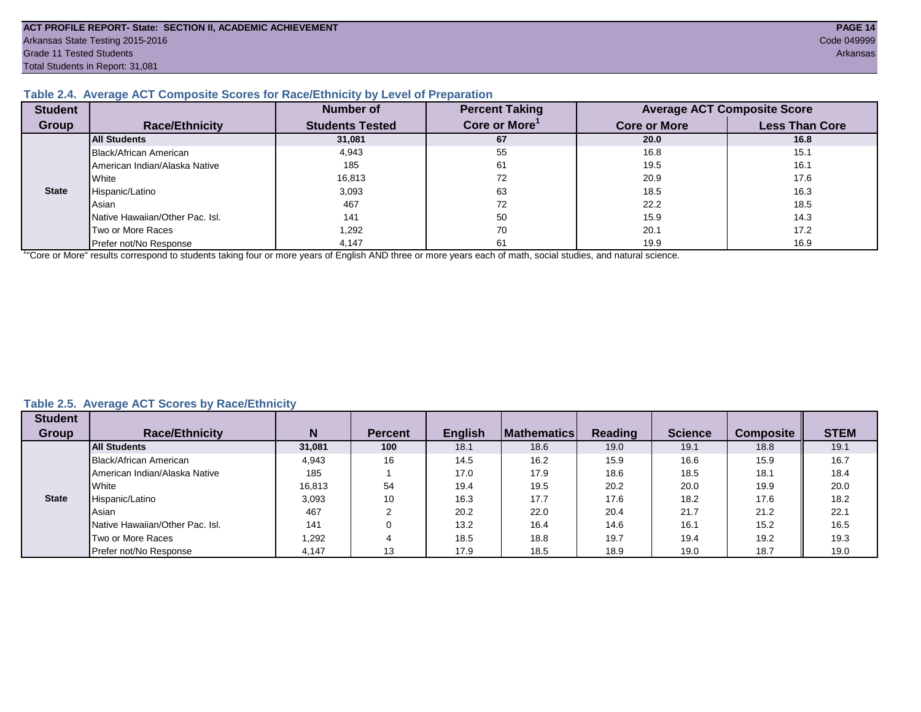ACT PROFILE REPORT- State: SECTION II, ACADEMIC ACHIEVEMENT
Arkansas State Testing 2015-2016
Grade 11 Tested Students
Total Students in Report: 31,081

Code 049999
Arkansas

### Table 2.4. Average ACT Composite Scores for Race/Ethnicity by Level of Preparation

| Student Group | Race/Ethnicity | Number of Students Tested | Percent Taking Core or More[1] | Average ACT Composite Score | |
|---|---|---|---|---|---|
| | | | | Core or More | Less Than Core |
| State | **All Students** | **31,081** | **67** | **20.0** | **16.8** |
| | Black/African American | 4,943 | 55 | 16.8 | 15.1 |
| | American Indian/Alaska Native | 185 | 61 | 19.5 | 16.1 |
| | White | 16,813 | 72 | 20.9 | 17.6 |
| | Hispanic/Latino | 3,093 | 63 | 18.5 | 16.3 |
| | Asian | 467 | 72 | 22.2 | 18.5 |
| | Native Hawaiian/Other Pac. Isl. | 141 | 50 | 15.9 | 14.3 |
| | Two or More Races | 1,292 | 70 | 20.1 | 17.2 |
| | Prefer not/No Response | 4,147 | 61 | 19.9 | 16.9 |

[1]"Core or More" results correspond to students taking four or more years of English AND three or more years each of math, social studies, and natural science.

### Table 2.5. Average ACT Scores by Race/Ethnicity

| Student Group | Race/Ethnicity | N | Percent | English | Mathematics | Reading | Science | Composite | STEM |
|---|---|---|---|---|---|---|---|---|---|
| State | **All Students** | **31,081** | **100** | 18.1 | 18.6 | 19.0 | 19.1 | 18.8 | 19.1 |
| | Black/African American | 4,943 | 16 | 14.5 | 16.2 | 15.9 | 16.6 | 15.9 | 16.7 |
| | American Indian/Alaska Native | 185 | 1 | 17.0 | 17.9 | 18.6 | 18.5 | 18.1 | 18.4 |
| | White | 16,813 | 54 | 19.4 | 19.5 | 20.2 | 20.0 | 19.9 | 20.0 |
| | Hispanic/Latino | 3,093 | 10 | 16.3 | 17.7 | 17.6 | 18.2 | 17.6 | 18.2 |
| | Asian | 467 | 2 | 20.2 | 22.0 | 20.4 | 21.7 | 21.2 | 22.1 |
| | Native Hawaiian/Other Pac. Isl. | 141 | 0 | 13.2 | 16.4 | 14.6 | 16.1 | 15.2 | 16.5 |
| | Two or More Races | 1,292 | 4 | 18.5 | 18.8 | 19.7 | 19.4 | 19.2 | 19.3 |
| | Prefer not/No Response | 4,147 | 13 | 17.9 | 18.5 | 18.9 | 19.0 | 18.7 | 19.0 |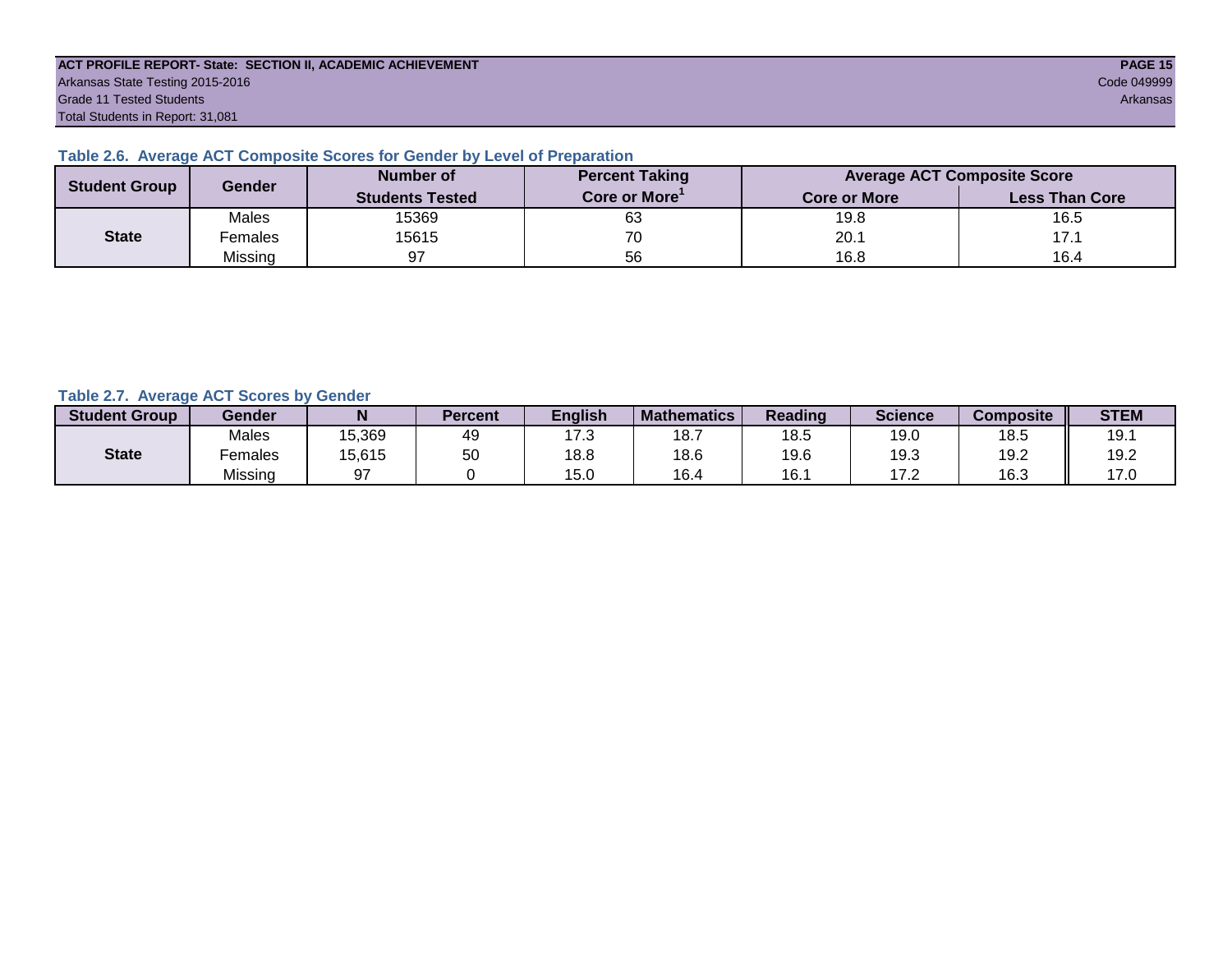ACT PROFILE REPORT- State: SECTION II, ACADEMIC ACHIEVEMENT

Arkansas State Testing 2015-2016

Grade 11 Tested Students

Total Students in Report: 31,081

Code 049999

Arkansas

### Table 2.6. Average ACT Composite Scores for Gender by Level of Preparation

| Student Group | Gender | Number of Students Tested | Percent Taking Core or More[1] | Average ACT Composite Score | |
|---|---|---|---|---|---|
| | | | | Core or More | Less Than Core |
| State | Males | 15369 | 63 | 19.8 | 16.5 |
| | Females | 15615 | 70 | 20.1 | 17.1 |
| | Missing | 97 | 56 | 16.8 | 16.4 |

### Table 2.7. Average ACT Scores by Gender

| Student Group | Gender | N | Percent | English | Mathematics | Reading | Science | Composite | STEM |
|---|---|---|---|---|---|---|---|---|---|
| State | Males | 15,369 | 49 | 17.3 | 18.7 | 18.5 | 19.0 | 18.5 | 19.1 |
| | Females | 15,615 | 50 | 18.8 | 18.6 | 19.6 | 19.3 | 19.2 | 19.2 |
| | Missing | 97 | 0 | 15.0 | 16.4 | 16.1 | 17.2 | 16.3 | 17.0 |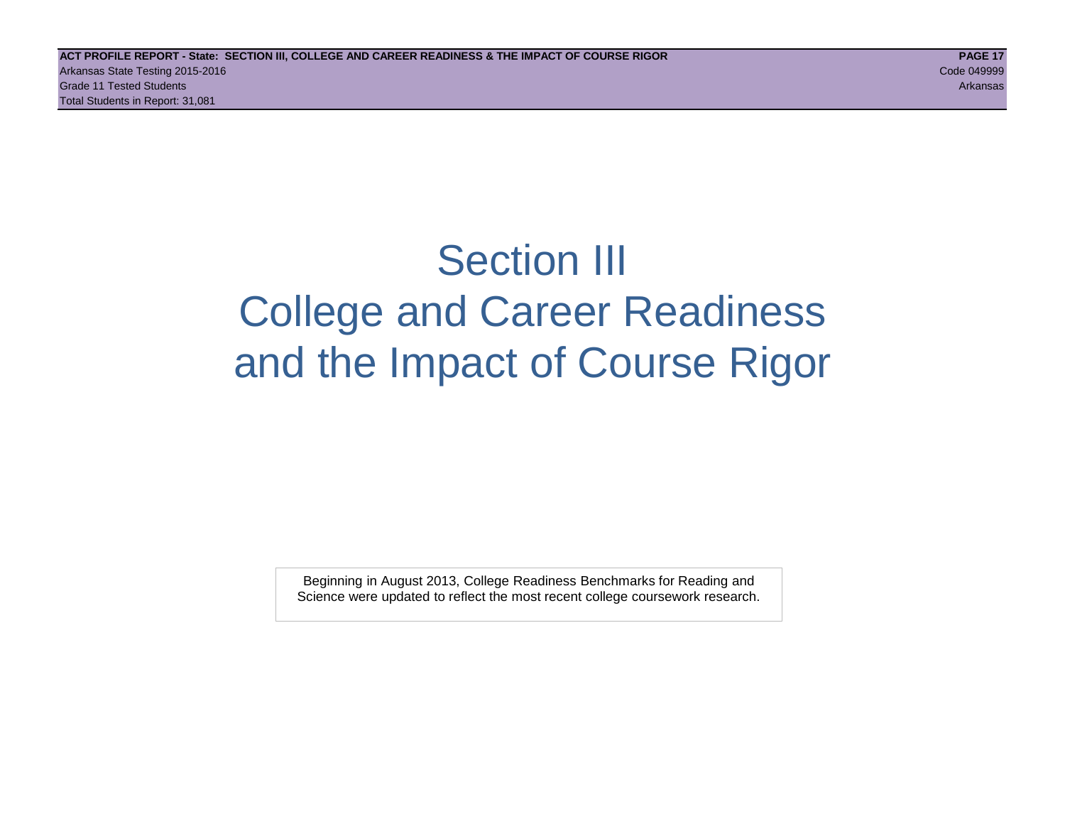# Section III
# College and Career Readiness
# and the Impact of Course Rigor

Beginning in August 2013, College Readiness Benchmarks for Reading and Science were updated to reflect the most recent college coursework research.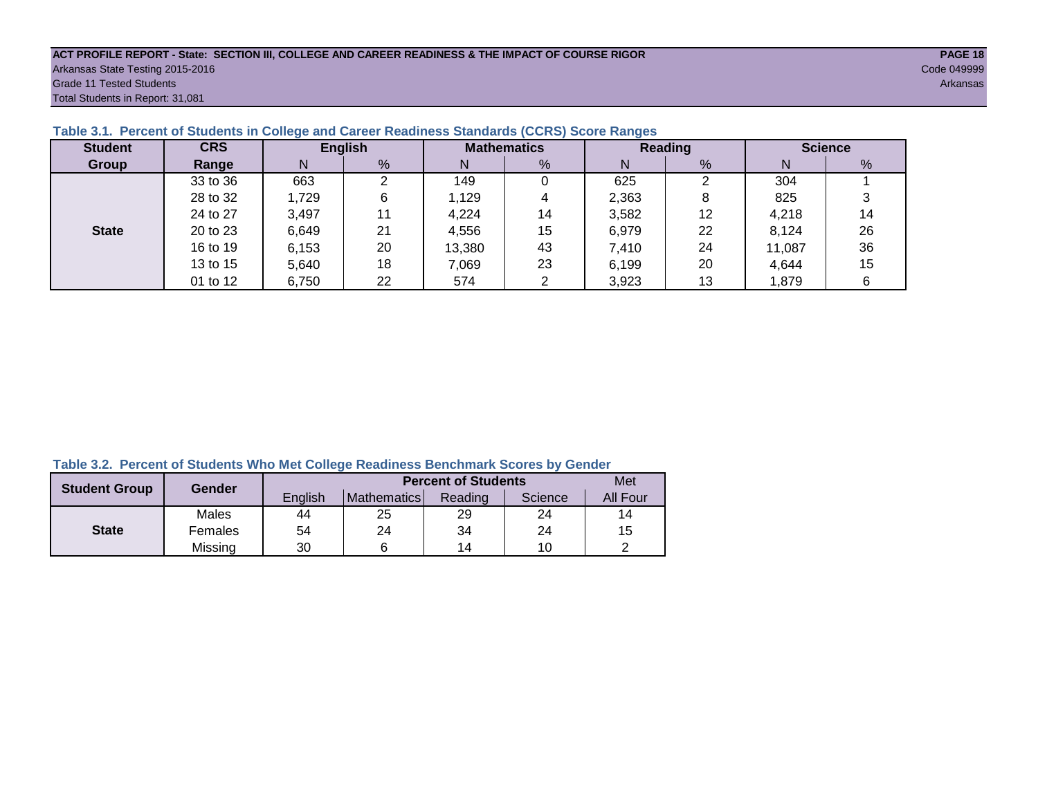**ACT PROFILE REPORT - State: SECTION III, COLLEGE AND CAREER READINESS & THE IMPACT OF COURSE RIGOR**

Arkansas State Testing 2015-2016
Grade 11 Tested Students
Total Students in Report: 31,081

Code 049999
Arkansas

### Table 3.1. Percent of Students in College and Career Readiness Standards (CCRS) Score Ranges

| Student Group | CRS Range | English | | Mathematics | | Reading | | Science | |
|---|---|---|---|---|---|---|---|---|---|
| | | N | % | N | % | N | % | N | % |
| State | 33 to 36 | 663 | 2 | 149 | 0 | 625 | 2 | 304 | 1 |
| | 28 to 32 | 1,729 | 6 | 1,129 | 4 | 2,363 | 8 | 825 | 3 |
| | 24 to 27 | 3,497 | 11 | 4,224 | 14 | 3,582 | 12 | 4,218 | 14 |
| | 20 to 23 | 6,649 | 21 | 4,556 | 15 | 6,979 | 22 | 8,124 | 26 |
| | 16 to 19 | 6,153 | 20 | 13,380 | 43 | 7,410 | 24 | 11,087 | 36 |
| | 13 to 15 | 5,640 | 18 | 7,069 | 23 | 6,199 | 20 | 4,644 | 15 |
| | 01 to 12 | 6,750 | 22 | 574 | 2 | 3,923 | 13 | 1,879 | 6 |

### Table 3.2. Percent of Students Who Met College Readiness Benchmark Scores by Gender

| Student Group | Gender | Percent of Students | | | | Met |
|---|---|---|---|---|---|---|
| | | English | Mathematics | Reading | Science | All Four |
| State | Males | 44 | 25 | 29 | 24 | 14 |
| | Females | 54 | 24 | 34 | 24 | 15 |
| | Missing | 30 | 6 | 14 | 10 | 2 |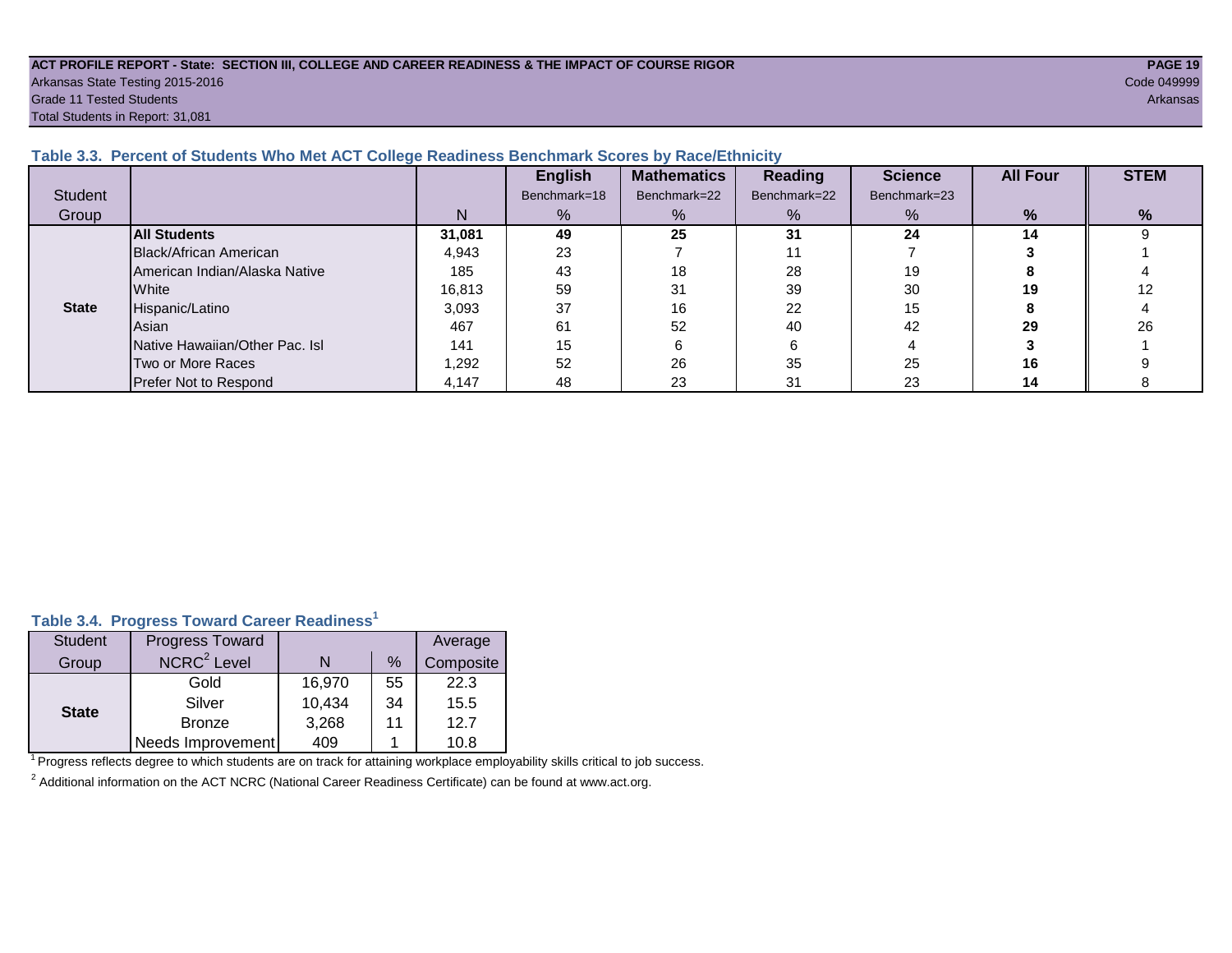ACT PROFILE REPORT - State: SECTION III, COLLEGE AND CAREER READINESS & THE IMPACT OF COURSE RIGOR

Arkansas State Testing 2015-2016 Code 049999

Grade 11 Tested Students Arkansas

Total Students in Report: 31,081

### Table 3.3. Percent of Students Who Met ACT College Readiness Benchmark Scores by Race/Ethnicity

| Student Group | | N | English Benchmark=18 % | Mathematics Benchmark=22 % | Reading Benchmark=22 % | Science Benchmark=23 % | All Four % | STEM % |
|---|---|---|---|---|---|---|---|---|
| State | **All Students** | **31,081** | **49** | **25** | **31** | **24** | **14** | 9 |
| | Black/African American | 4,943 | 23 | 7 | 11 | 7 | **3** | 1 |
| | American Indian/Alaska Native | 185 | 43 | 18 | 28 | 19 | **8** | 4 |
| | White | 16,813 | 59 | 31 | 39 | 30 | **19** | 12 |
| | Hispanic/Latino | 3,093 | 37 | 16 | 22 | 15 | **8** | 4 |
| | Asian | 467 | 61 | 52 | 40 | 42 | **29** | 26 |
| | Native Hawaiian/Other Pac. Isl | 141 | 15 | 6 | 6 | 4 | **3** | 1 |
| | Two or More Races | 1,292 | 52 | 26 | 35 | 25 | **16** | 9 |
| | Prefer Not to Respond | 4,147 | 48 | 23 | 31 | 23 | **14** | 8 |

### Table 3.4. Progress Toward Career Readiness[1]

| Student Group | Progress Toward NCRC[2] Level | N | % | Average Composite |
|---|---|---|---|---|
| State | Gold | 16,970 | 55 | 22.3 |
| | Silver | 10,434 | 34 | 15.5 |
| | Bronze | 3,268 | 11 | 12.7 |
| | Needs Improvement | 409 | 1 | 10.8 |

[1] Progress reflects degree to which students are on track for attaining workplace employability skills critical to job success.

[2] Additional information on the ACT NCRC (National Career Readiness Certificate) can be found at www.act.org.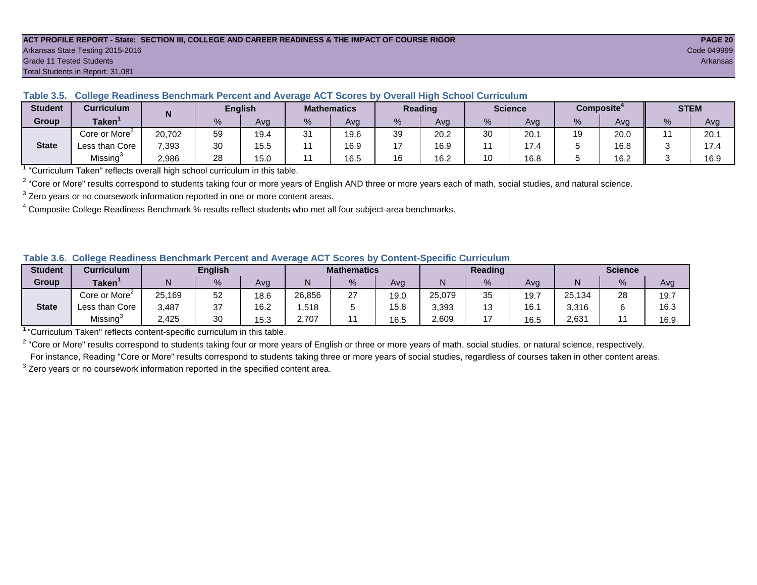ACT PROFILE REPORT - State: SECTION III, COLLEGE AND CAREER READINESS & THE IMPACT OF COURSE RIGOR

Arkansas State Testing 2015-2016

Grade 11 Tested Students

Total Students in Report: 31,081

Code 049999

Arkansas

### Table 3.5. College Readiness Benchmark Percent and Average ACT Scores by Overall High School Curriculum

| Student Group | Curriculum Taken[1] | N | English | | Mathematics | | Reading | | Science | | Composite[4] | | STEM | |
|---|---|---|---|---|---|---|---|---|---|---|---|---|---|---|
| | | | % | Avg | % | Avg | % | Avg | % | Avg | % | Avg | % | Avg |
| State | Core or More[2] | 20,702 | 59 | 19.4 | 31 | 19.6 | 39 | 20.2 | 30 | 20.1 | 19 | 20.0 | 11 | 20.1 |
| | Less than Core | 7,393 | 30 | 15.5 | 11 | 16.9 | 17 | 16.9 | 11 | 17.4 | 5 | 16.8 | 3 | 17.4 |
| | Missing[3] | 2,986 | 28 | 15.0 | 11 | 16.5 | 16 | 16.2 | 10 | 16.8 | 5 | 16.2 | 3 | 16.9 |

[1] "Curriculum Taken" reflects overall high school curriculum in this table.

[2] "Core or More" results correspond to students taking four or more years of English AND three or more years each of math, social studies, and natural science.

[3] Zero years or no coursework information reported in one or more content areas.

[4] Composite College Readiness Benchmark % results reflect students who met all four subject-area benchmarks.

### Table 3.6. College Readiness Benchmark Percent and Average ACT Scores by Content-Specific Curriculum

| Student Group | Curriculum Taken[1] | English | | | Mathematics | | | Reading | | | Science | | |
|---|---|---|---|---|---|---|---|---|---|---|---|---|---|
| | | N | % | Avg | N | % | Avg | N | % | Avg | N | % | Avg |
| State | Core or More[2] | 25,169 | 52 | 18.6 | 26,856 | 27 | 19.0 | 25,079 | 35 | 19.7 | 25,134 | 28 | 19.7 |
| | Less than Core | 3,487 | 37 | 16.2 | 1,518 | 5 | 15.8 | 3,393 | 13 | 16.1 | 3,316 | 6 | 16.3 |
| | Missing[3] | 2,425 | 30 | 15.3 | 2,707 | 11 | 16.5 | 2,609 | 17 | 16.5 | 2,631 | 11 | 16.9 |

[1] "Curriculum Taken" reflects content-specific curriculum in this table.

[2] "Core or More" results correspond to students taking four or more years of English or three or more years of math, social studies, or natural science, respectively.
For instance, Reading "Core or More" results correspond to students taking three or more years of social studies, regardless of courses taken in other content areas.

[3] Zero years or no coursework information reported in the specified content area.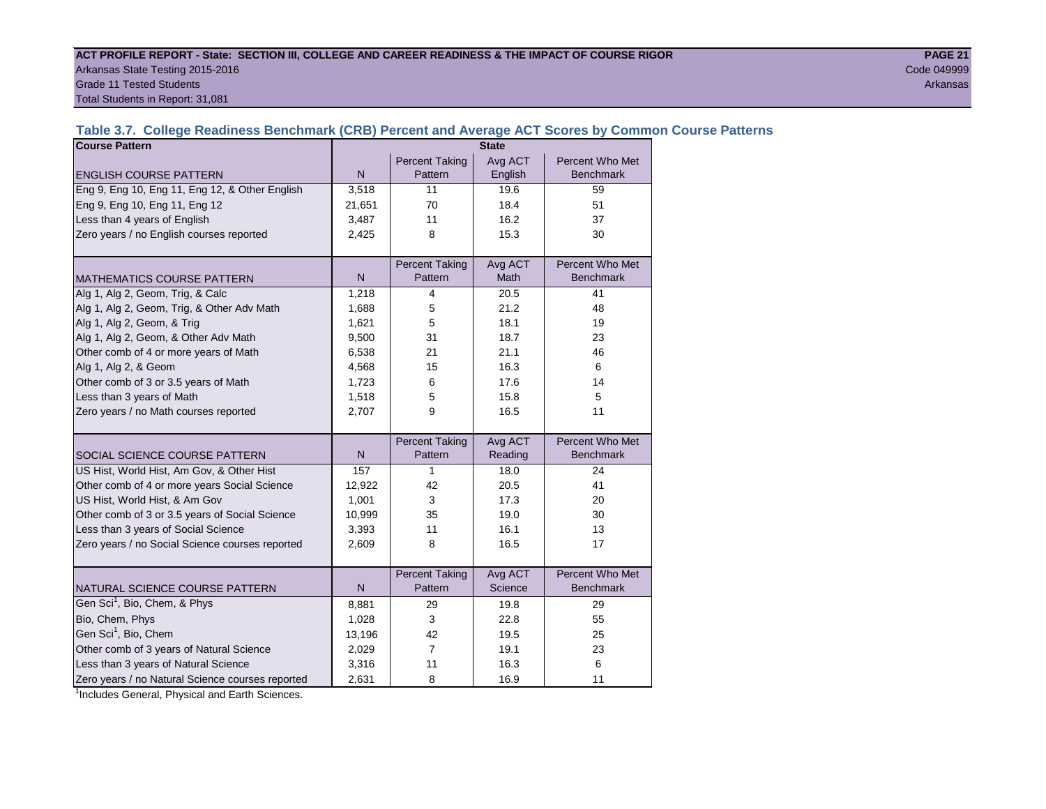**ACT PROFILE REPORT - State: SECTION III, COLLEGE AND CAREER READINESS & THE IMPACT OF COURSE RIGOR**

Arkansas State Testing 2015-2016
Code 049999
Grade 11 Tested Students
Arkansas
Total Students in Report: 31,081

### Table 3.7. College Readiness Benchmark (CRB) Percent and Average ACT Scores by Common Course Patterns

| Course Pattern | State | | | |
|---|---|---|---|---|
| ENGLISH COURSE PATTERN | N | Percent Taking Pattern | Avg ACT English | Percent Who Met Benchmark |
| Eng 9, Eng 10, Eng 11, Eng 12, & Other English | 3,518 | 11 | 19.6 | 59 |
| Eng 9, Eng 10, Eng 11, Eng 12 | 21,651 | 70 | 18.4 | 51 |
| Less than 4 years of English | 3,487 | 11 | 16.2 | 37 |
| Zero years / no English courses reported | 2,425 | 8 | 15.3 | 30 |
| MATHEMATICS COURSE PATTERN | N | Percent Taking Pattern | Avg ACT Math | Percent Who Met Benchmark |
| Alg 1, Alg 2, Geom, Trig, & Calc | 1,218 | 4 | 20.5 | 41 |
| Alg 1, Alg 2, Geom, Trig, & Other Adv Math | 1,688 | 5 | 21.2 | 48 |
| Alg 1, Alg 2, Geom, & Trig | 1,621 | 5 | 18.1 | 19 |
| Alg 1, Alg 2, Geom, & Other Adv Math | 9,500 | 31 | 18.7 | 23 |
| Other comb of 4 or more years of Math | 6,538 | 21 | 21.1 | 46 |
| Alg 1, Alg 2, & Geom | 4,568 | 15 | 16.3 | 6 |
| Other comb of 3 or 3.5 years of Math | 1,723 | 6 | 17.6 | 14 |
| Less than 3 years of Math | 1,518 | 5 | 15.8 | 5 |
| Zero years / no Math courses reported | 2,707 | 9 | 16.5 | 11 |
| SOCIAL SCIENCE COURSE PATTERN | N | Percent Taking Pattern | Avg ACT Reading | Percent Who Met Benchmark |
| US Hist, World Hist, Am Gov, & Other Hist | 157 | 1 | 18.0 | 24 |
| Other comb of 4 or more years Social Science | 12,922 | 42 | 20.5 | 41 |
| US Hist, World Hist, & Am Gov | 1,001 | 3 | 17.3 | 20 |
| Other comb of 3 or 3.5 years of Social Science | 10,999 | 35 | 19.0 | 30 |
| Less than 3 years of Social Science | 3,393 | 11 | 16.1 | 13 |
| Zero years / no Social Science courses reported | 2,609 | 8 | 16.5 | 17 |
| NATURAL SCIENCE COURSE PATTERN | N | Percent Taking Pattern | Avg ACT Science | Percent Who Met Benchmark |
| Gen Sci[1], Bio, Chem, & Phys | 8,881 | 29 | 19.8 | 29 |
| Bio, Chem, Phys | 1,028 | 3 | 22.8 | 55 |
| Gen Sci[1], Bio, Chem | 13,196 | 42 | 19.5 | 25 |
| Other comb of 3 years of Natural Science | 2,029 | 7 | 19.1 | 23 |
| Less than 3 years of Natural Science | 3,316 | 11 | 16.3 | 6 |
| Zero years / no Natural Science courses reported | 2,631 | 8 | 16.9 | 11 |

[1]Includes General, Physical and Earth Sciences.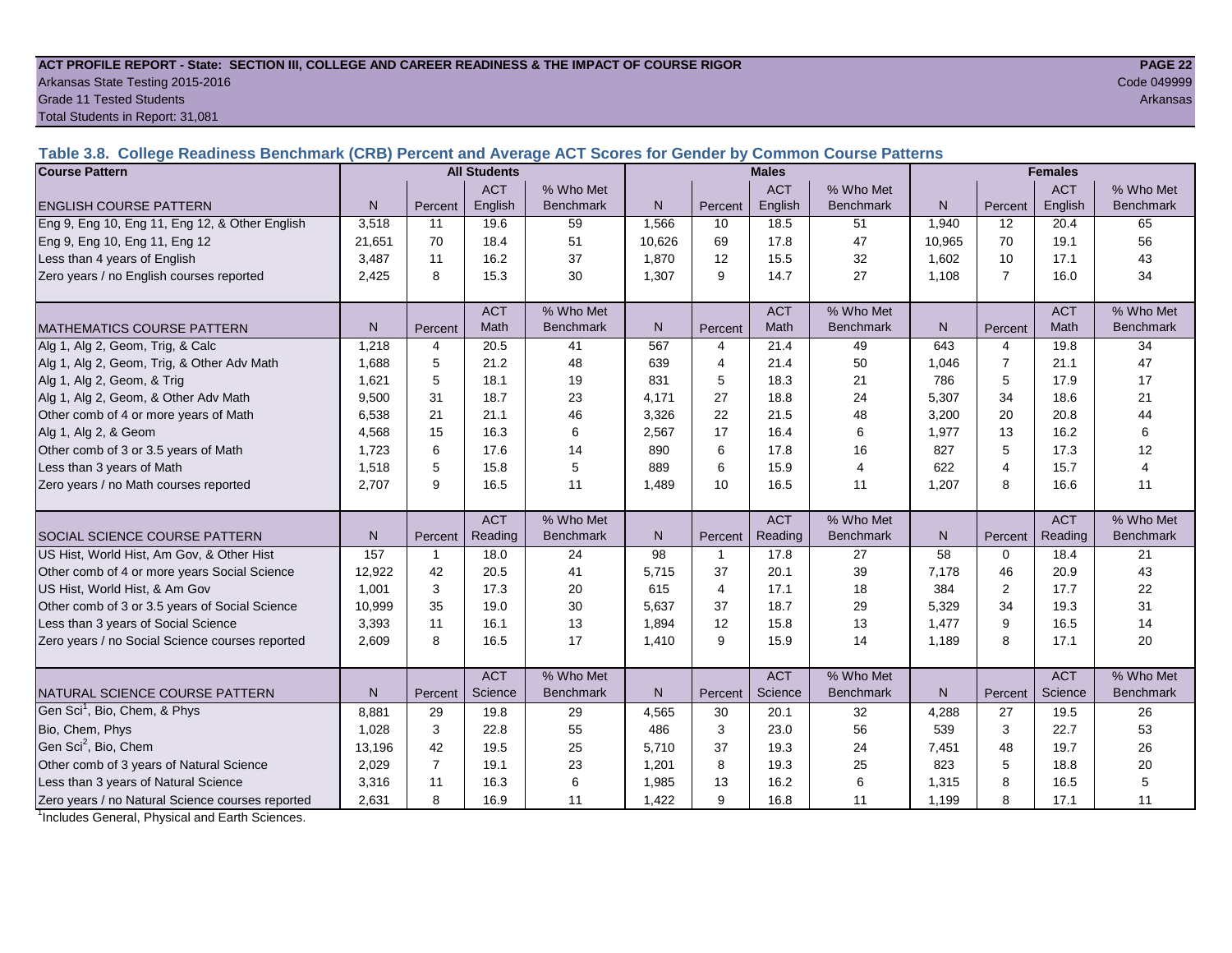**ACT PROFILE REPORT - State: SECTION III, COLLEGE AND CAREER READINESS & THE IMPACT OF COURSE RIGOR**
Arkansas State Testing 2015-2016
Grade 11 Tested Students
Total Students in Report: 31,081

Code 049999
Arkansas

### Table 3.8. College Readiness Benchmark (CRB) Percent and Average ACT Scores for Gender by Common Course Patterns

| Course Pattern | All Students | | | | Males | | | | Females | | | |
|---|---|---|---|---|---|---|---|---|---|---|---|---|
| ENGLISH COURSE PATTERN | N | Percent | ACT English | % Who Met Benchmark | N | Percent | ACT English | % Who Met Benchmark | N | Percent | ACT English | % Who Met Benchmark |
| Eng 9, Eng 10, Eng 11, Eng 12, & Other English | 3,518 | 11 | 19.6 | 59 | 1,566 | 10 | 18.5 | 51 | 1,940 | 12 | 20.4 | 65 |
| Eng 9, Eng 10, Eng 11, Eng 12 | 21,651 | 70 | 18.4 | 51 | 10,626 | 69 | 17.8 | 47 | 10,965 | 70 | 19.1 | 56 |
| Less than 4 years of English | 3,487 | 11 | 16.2 | 37 | 1,870 | 12 | 15.5 | 32 | 1,602 | 10 | 17.1 | 43 |
| Zero years / no English courses reported | 2,425 | 8 | 15.3 | 30 | 1,307 | 9 | 14.7 | 27 | 1,108 | 7 | 16.0 | 34 |
| MATHEMATICS COURSE PATTERN | N | Percent | ACT Math | % Who Met Benchmark | N | Percent | ACT Math | % Who Met Benchmark | N | Percent | ACT Math | % Who Met Benchmark |
| Alg 1, Alg 2, Geom, Trig, & Calc | 1,218 | 4 | 20.5 | 41 | 567 | 4 | 21.4 | 49 | 643 | 4 | 19.8 | 34 |
| Alg 1, Alg 2, Geom, Trig, & Other Adv Math | 1,688 | 5 | 21.2 | 48 | 639 | 4 | 21.4 | 50 | 1,046 | 7 | 21.1 | 47 |
| Alg 1, Alg 2, Geom, & Trig | 1,621 | 5 | 18.1 | 19 | 831 | 5 | 18.3 | 21 | 786 | 5 | 17.9 | 17 |
| Alg 1, Alg 2, Geom, & Other Adv Math | 9,500 | 31 | 18.7 | 23 | 4,171 | 27 | 18.8 | 24 | 5,307 | 34 | 18.6 | 21 |
| Other comb of 4 or more years of Math | 6,538 | 21 | 21.1 | 46 | 3,326 | 22 | 21.5 | 48 | 3,200 | 20 | 20.8 | 44 |
| Alg 1, Alg 2, & Geom | 4,568 | 15 | 16.3 | 6 | 2,567 | 17 | 16.4 | 6 | 1,977 | 13 | 16.2 | 6 |
| Other comb of 3 or 3.5 years of Math | 1,723 | 6 | 17.6 | 14 | 890 | 6 | 17.8 | 16 | 827 | 5 | 17.3 | 12 |
| Less than 3 years of Math | 1,518 | 5 | 15.8 | 5 | 889 | 6 | 15.9 | 4 | 622 | 4 | 15.7 | 4 |
| Zero years / no Math courses reported | 2,707 | 9 | 16.5 | 11 | 1,489 | 10 | 16.5 | 11 | 1,207 | 8 | 16.6 | 11 |
| SOCIAL SCIENCE COURSE PATTERN | N | Percent | ACT Reading | % Who Met Benchmark | N | Percent | ACT Reading | % Who Met Benchmark | N | Percent | ACT Reading | % Who Met Benchmark |
| US Hist, World Hist, Am Gov, & Other Hist | 157 | 1 | 18.0 | 24 | 98 | 1 | 17.8 | 27 | 58 | 0 | 18.4 | 21 |
| Other comb of 4 or more years Social Science | 12,922 | 42 | 20.5 | 41 | 5,715 | 37 | 20.1 | 39 | 7,178 | 46 | 20.9 | 43 |
| US Hist, World Hist, & Am Gov | 1,001 | 3 | 17.3 | 20 | 615 | 4 | 17.1 | 18 | 384 | 2 | 17.7 | 22 |
| Other comb of 3 or 3.5 years of Social Science | 10,999 | 35 | 19.0 | 30 | 5,637 | 37 | 18.7 | 29 | 5,329 | 34 | 19.3 | 31 |
| Less than 3 years of Social Science | 3,393 | 11 | 16.1 | 13 | 1,894 | 12 | 15.8 | 13 | 1,477 | 9 | 16.5 | 14 |
| Zero years / no Social Science courses reported | 2,609 | 8 | 16.5 | 17 | 1,410 | 9 | 15.9 | 14 | 1,189 | 8 | 17.1 | 20 |
| NATURAL SCIENCE COURSE PATTERN | N | Percent | ACT Science | % Who Met Benchmark | N | Percent | ACT Science | % Who Met Benchmark | N | Percent | ACT Science | % Who Met Benchmark |
| Gen Sci[1], Bio, Chem, & Phys | 8,881 | 29 | 19.8 | 29 | 4,565 | 30 | 20.1 | 32 | 4,288 | 27 | 19.5 | 26 |
| Bio, Chem, Phys | 1,028 | 3 | 22.8 | 55 | 486 | 3 | 23.0 | 56 | 539 | 3 | 22.7 | 53 |
| Gen Sci[2], Bio, Chem | 13,196 | 42 | 19.5 | 25 | 5,710 | 37 | 19.3 | 24 | 7,451 | 48 | 19.7 | 26 |
| Other comb of 3 years of Natural Science | 2,029 | 7 | 19.1 | 23 | 1,201 | 8 | 19.3 | 25 | 823 | 5 | 18.8 | 20 |
| Less than 3 years of Natural Science | 3,316 | 11 | 16.3 | 6 | 1,985 | 13 | 16.2 | 6 | 1,315 | 8 | 16.5 | 5 |
| Zero years / no Natural Science courses reported | 2,631 | 8 | 16.9 | 11 | 1,422 | 9 | 16.8 | 11 | 1,199 | 8 | 17.1 | 11 |

[1]Includes General, Physical and Earth Sciences.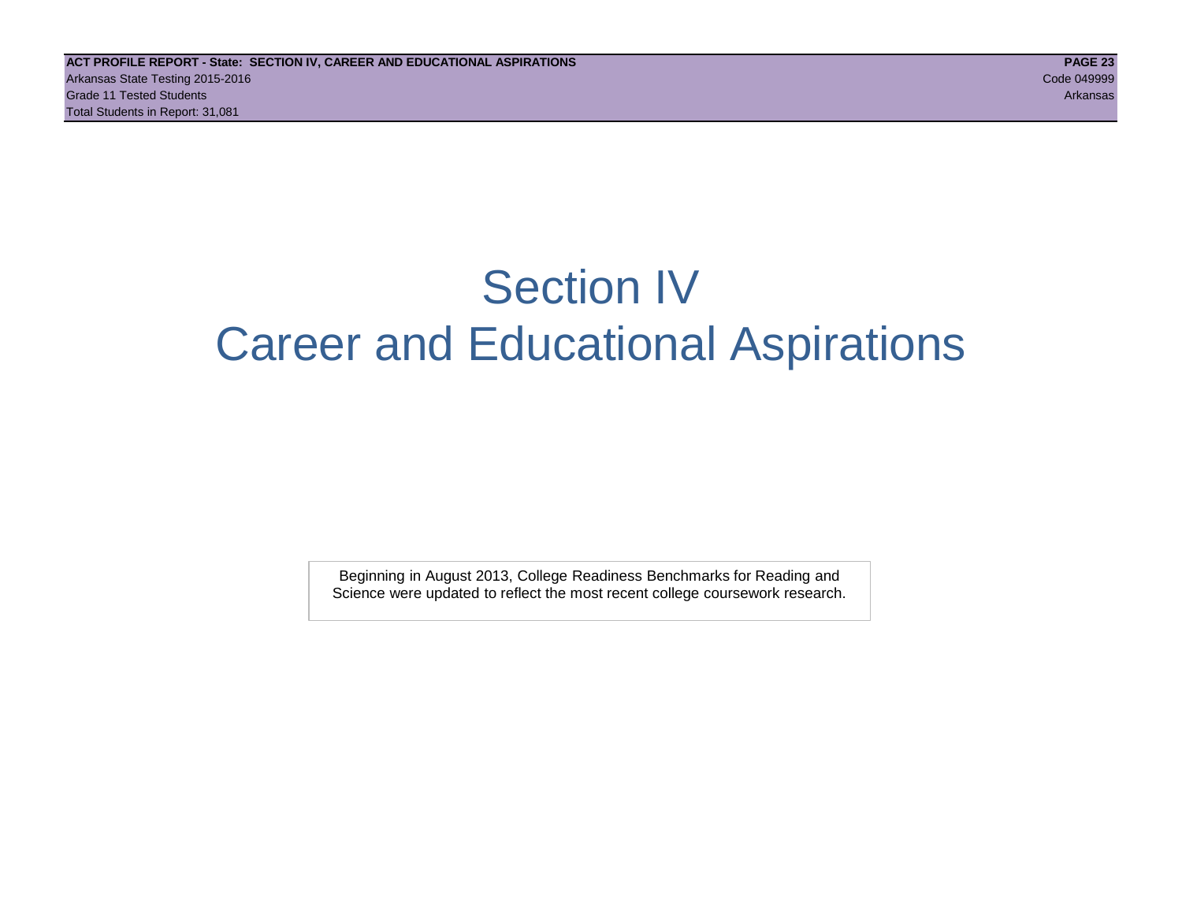# Section IV
# Career and Educational Aspirations

Beginning in August 2013, College Readiness Benchmarks for Reading and Science were updated to reflect the most recent college coursework research.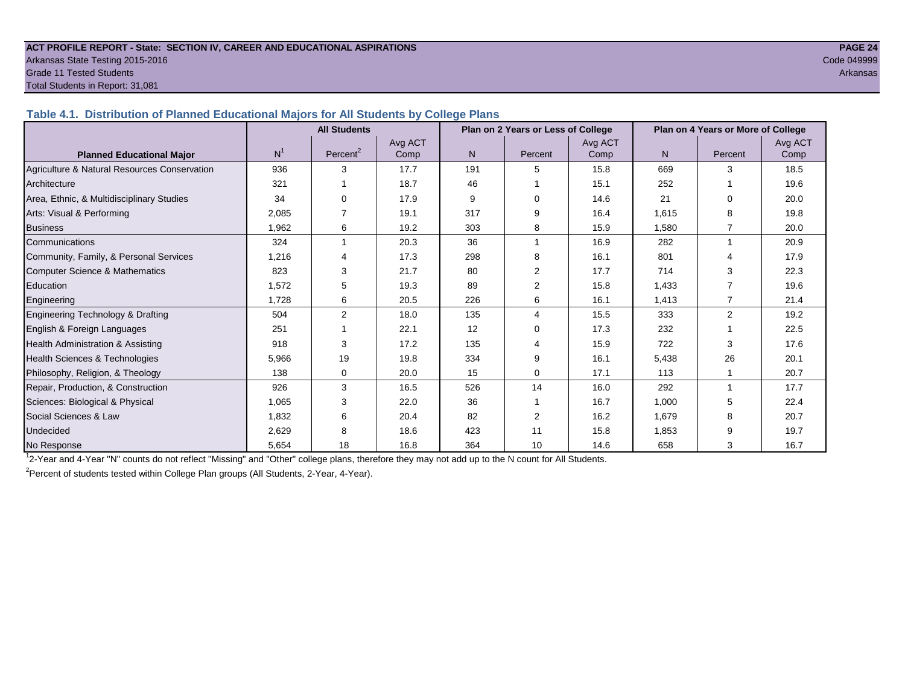ACT PROFILE REPORT - State: SECTION IV, CAREER AND EDUCATIONAL ASPIRATIONS
Arkansas State Testing 2015-2016
Grade 11 Tested Students
Total Students in Report: 31,081

Code 049999
Arkansas

## Table 4.1. Distribution of Planned Educational Majors for All Students by College Plans

| Planned Educational Major | All Students | | | Plan on 2 Years or Less of College | | | Plan on 4 Years or More of College | | |
|---|---|---|---|---|---|---|---|---|---|
| | N[1] | Percent[2] | Avg ACT Comp | N | Percent | Avg ACT Comp | N | Percent | Avg ACT Comp |
| Agriculture & Natural Resources Conservation | 936 | 3 | 17.7 | 191 | 5 | 15.8 | 669 | 3 | 18.5 |
| Architecture | 321 | 1 | 18.7 | 46 | 1 | 15.1 | 252 | 1 | 19.6 |
| Area, Ethnic, & Multidisciplinary Studies | 34 | 0 | 17.9 | 9 | 0 | 14.6 | 21 | 0 | 20.0 |
| Arts: Visual & Performing | 2,085 | 7 | 19.1 | 317 | 9 | 16.4 | 1,615 | 8 | 19.8 |
| Business | 1,962 | 6 | 19.2 | 303 | 8 | 15.9 | 1,580 | 7 | 20.0 |
| Communications | 324 | 1 | 20.3 | 36 | 1 | 16.9 | 282 | 1 | 20.9 |
| Community, Family, & Personal Services | 1,216 | 4 | 17.3 | 298 | 8 | 16.1 | 801 | 4 | 17.9 |
| Computer Science & Mathematics | 823 | 3 | 21.7 | 80 | 2 | 17.7 | 714 | 3 | 22.3 |
| Education | 1,572 | 5 | 19.3 | 89 | 2 | 15.8 | 1,433 | 7 | 19.6 |
| Engineering | 1,728 | 6 | 20.5 | 226 | 6 | 16.1 | 1,413 | 7 | 21.4 |
| Engineering Technology & Drafting | 504 | 2 | 18.0 | 135 | 4 | 15.5 | 333 | 2 | 19.2 |
| English & Foreign Languages | 251 | 1 | 22.1 | 12 | 0 | 17.3 | 232 | 1 | 22.5 |
| Health Administration & Assisting | 918 | 3 | 17.2 | 135 | 4 | 15.9 | 722 | 3 | 17.6 |
| Health Sciences & Technologies | 5,966 | 19 | 19.8 | 334 | 9 | 16.1 | 5,438 | 26 | 20.1 |
| Philosophy, Religion, & Theology | 138 | 0 | 20.0 | 15 | 0 | 17.1 | 113 | 1 | 20.7 |
| Repair, Production, & Construction | 926 | 3 | 16.5 | 526 | 14 | 16.0 | 292 | 1 | 17.7 |
| Sciences: Biological & Physical | 1,065 | 3 | 22.0 | 36 | 1 | 16.7 | 1,000 | 5 | 22.4 |
| Social Sciences & Law | 1,832 | 6 | 20.4 | 82 | 2 | 16.2 | 1,679 | 8 | 20.7 |
| Undecided | 2,629 | 8 | 18.6 | 423 | 11 | 15.8 | 1,853 | 9 | 19.7 |
| No Response | 5,654 | 18 | 16.8 | 364 | 10 | 14.6 | 658 | 3 | 16.7 |

[1]2-Year and 4-Year "N" counts do not reflect "Missing" and "Other" college plans, therefore they may not add up to the N count for All Students.

[2]Percent of students tested within College Plan groups (All Students, 2-Year, 4-Year).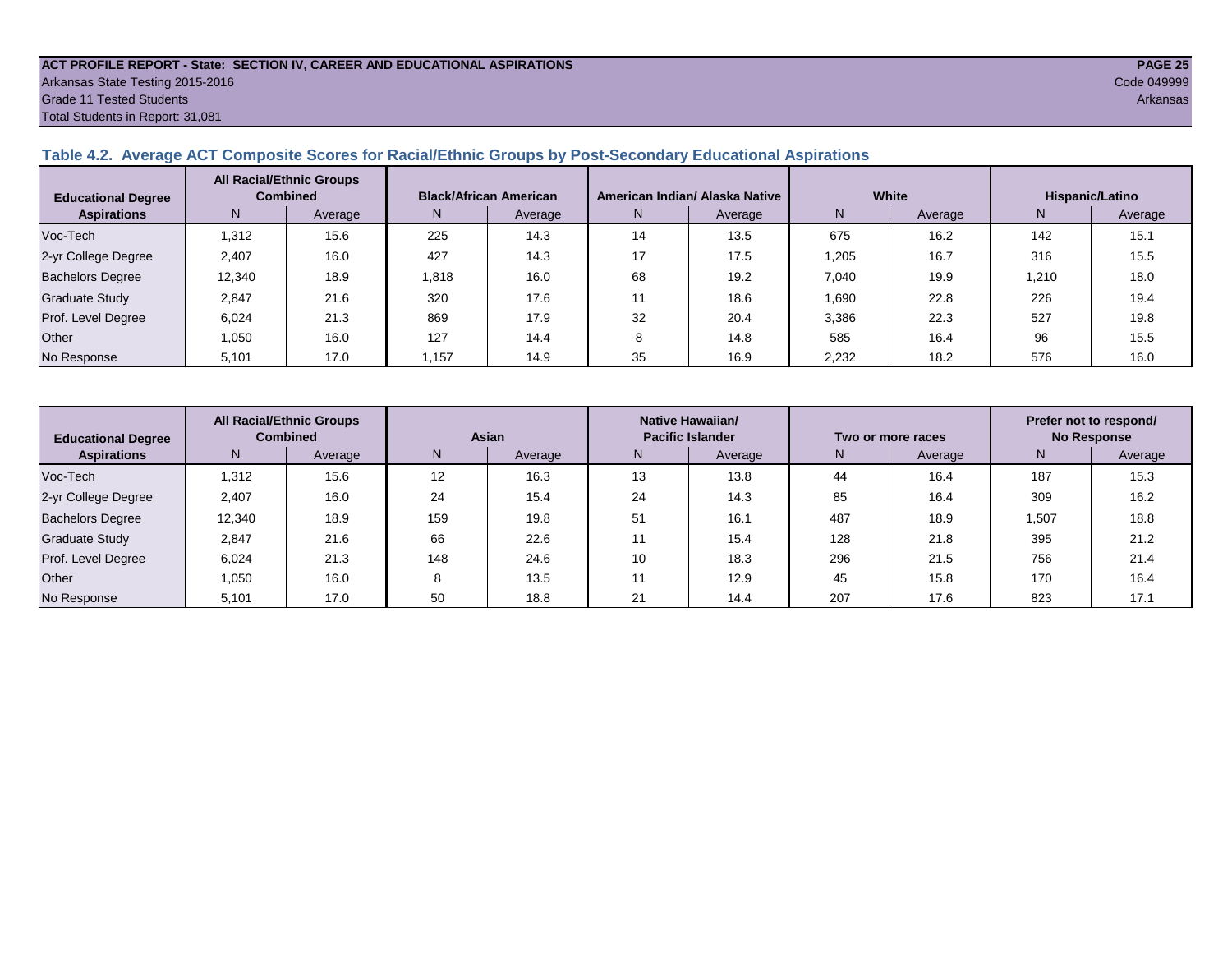**ACT PROFILE REPORT - State: SECTION IV, CAREER AND EDUCATIONAL ASPIRATIONS**
Arkansas State Testing 2015-2016
Grade 11 Tested Students
Total Students in Report: 31,081

Code 049999
Arkansas

## Table 4.2. Average ACT Composite Scores for Racial/Ethnic Groups by Post-Secondary Educational Aspirations

| Educational Degree Aspirations | All Racial/Ethnic Groups Combined | | Black/African American | | American Indian/ Alaska Native | | White | | Hispanic/Latino | |
|---|---|---|---|---|---|---|---|---|---|---|
| | N | Average | N | Average | N | Average | N | Average | N | Average |
| Voc-Tech | 1,312 | 15.6 | 225 | 14.3 | 14 | 13.5 | 675 | 16.2 | 142 | 15.1 |
| 2-yr College Degree | 2,407 | 16.0 | 427 | 14.3 | 17 | 17.5 | 1,205 | 16.7 | 316 | 15.5 |
| Bachelors Degree | 12,340 | 18.9 | 1,818 | 16.0 | 68 | 19.2 | 7,040 | 19.9 | 1,210 | 18.0 |
| Graduate Study | 2,847 | 21.6 | 320 | 17.6 | 11 | 18.6 | 1,690 | 22.8 | 226 | 19.4 |
| Prof. Level Degree | 6,024 | 21.3 | 869 | 17.9 | 32 | 20.4 | 3,386 | 22.3 | 527 | 19.8 |
| Other | 1,050 | 16.0 | 127 | 14.4 | 8 | 14.8 | 585 | 16.4 | 96 | 15.5 |
| No Response | 5,101 | 17.0 | 1,157 | 14.9 | 35 | 16.9 | 2,232 | 18.2 | 576 | 16.0 |

| Educational Degree Aspirations | All Racial/Ethnic Groups Combined | | Asian | | Native Hawaiian/ Pacific Islander | | Two or more races | | Prefer not to respond/ No Response | |
|---|---|---|---|---|---|---|---|---|---|---|
| | N | Average | N | Average | N | Average | N | Average | N | Average |
| Voc-Tech | 1,312 | 15.6 | 12 | 16.3 | 13 | 13.8 | 44 | 16.4 | 187 | 15.3 |
| 2-yr College Degree | 2,407 | 16.0 | 24 | 15.4 | 24 | 14.3 | 85 | 16.4 | 309 | 16.2 |
| Bachelors Degree | 12,340 | 18.9 | 159 | 19.8 | 51 | 16.1 | 487 | 18.9 | 1,507 | 18.8 |
| Graduate Study | 2,847 | 21.6 | 66 | 22.6 | 11 | 15.4 | 128 | 21.8 | 395 | 21.2 |
| Prof. Level Degree | 6,024 | 21.3 | 148 | 24.6 | 10 | 18.3 | 296 | 21.5 | 756 | 21.4 |
| Other | 1,050 | 16.0 | 8 | 13.5 | 11 | 12.9 | 45 | 15.8 | 170 | 16.4 |
| No Response | 5,101 | 17.0 | 50 | 18.8 | 21 | 14.4 | 207 | 17.6 | 823 | 17.1 |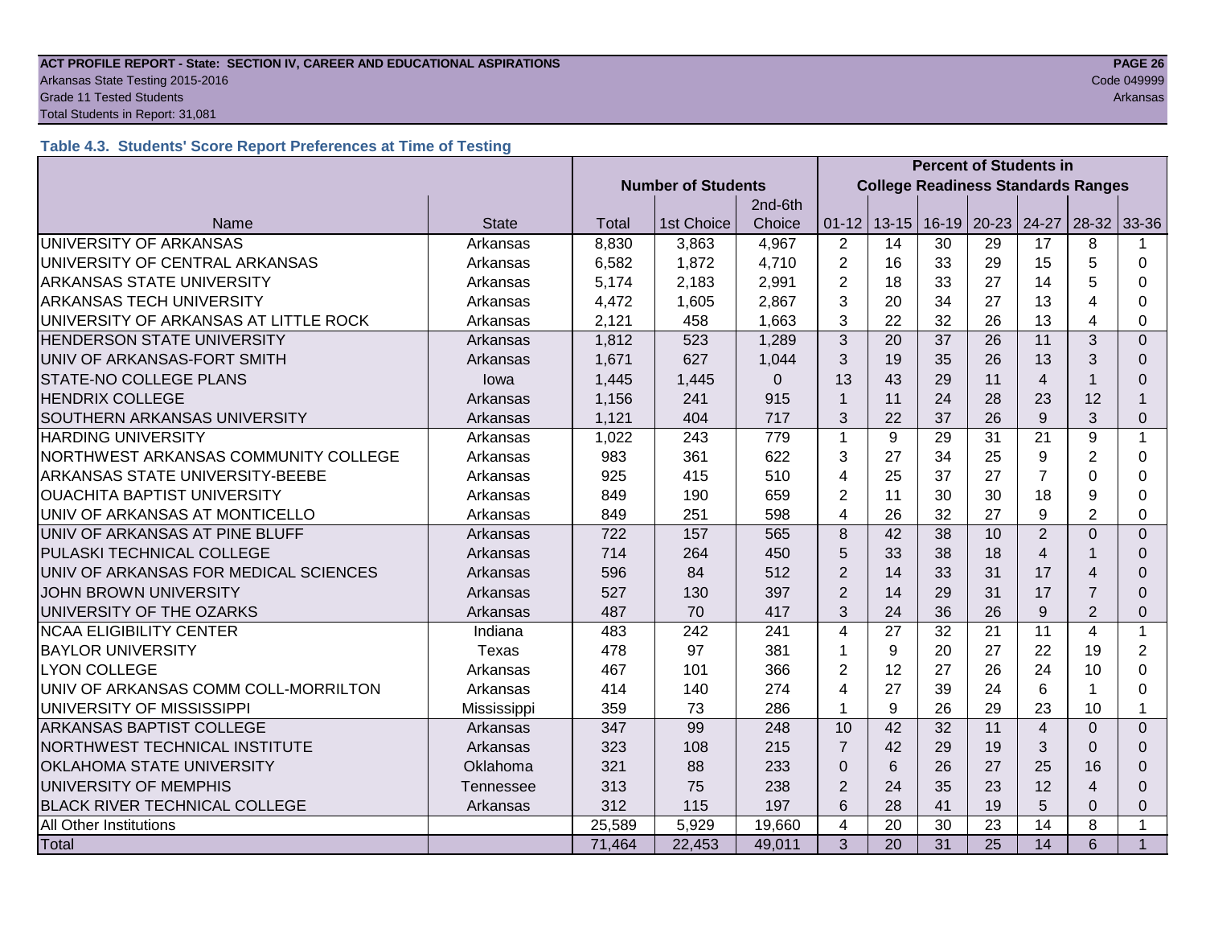**ACT PROFILE REPORT - State: SECTION IV, CAREER AND EDUCATIONAL ASPIRATIONS**
Arkansas State Testing 2015-2016
Grade 11 Tested Students
Total Students in Report: 31,081

Code 049999
Arkansas

### Table 4.3. Students' Score Report Preferences at Time of Testing

| | | Number of Students | | | Percent of Students in College Readiness Standards Ranges | | | | | | |
|---|---|---|---|---|---|---|---|---|---|---|---|
| Name | State | Total | 1st Choice | 2nd-6th Choice | 01-12 | 13-15 | 16-19 | 20-23 | 24-27 | 28-32 | 33-36 |
| UNIVERSITY OF ARKANSAS | Arkansas | 8,830 | 3,863 | 4,967 | 2 | 14 | 30 | 29 | 17 | 8 | 1 |
| UNIVERSITY OF CENTRAL ARKANSAS | Arkansas | 6,582 | 1,872 | 4,710 | 2 | 16 | 33 | 29 | 15 | 5 | 0 |
| ARKANSAS STATE UNIVERSITY | Arkansas | 5,174 | 2,183 | 2,991 | 2 | 18 | 33 | 27 | 14 | 5 | 0 |
| ARKANSAS TECH UNIVERSITY | Arkansas | 4,472 | 1,605 | 2,867 | 3 | 20 | 34 | 27 | 13 | 4 | 0 |
| UNIVERSITY OF ARKANSAS AT LITTLE ROCK | Arkansas | 2,121 | 458 | 1,663 | 3 | 22 | 32 | 26 | 13 | 4 | 0 |
| HENDERSON STATE UNIVERSITY | Arkansas | 1,812 | 523 | 1,289 | 3 | 20 | 37 | 26 | 11 | 3 | 0 |
| UNIV OF ARKANSAS-FORT SMITH | Arkansas | 1,671 | 627 | 1,044 | 3 | 19 | 35 | 26 | 13 | 3 | 0 |
| STATE-NO COLLEGE PLANS | Iowa | 1,445 | 1,445 | 0 | 13 | 43 | 29 | 11 | 4 | 1 | 0 |
| HENDRIX COLLEGE | Arkansas | 1,156 | 241 | 915 | 1 | 11 | 24 | 28 | 23 | 12 | 1 |
| SOUTHERN ARKANSAS UNIVERSITY | Arkansas | 1,121 | 404 | 717 | 3 | 22 | 37 | 26 | 9 | 3 | 0 |
| HARDING UNIVERSITY | Arkansas | 1,022 | 243 | 779 | 1 | 9 | 29 | 31 | 21 | 9 | 1 |
| NORTHWEST ARKANSAS COMMUNITY COLLEGE | Arkansas | 983 | 361 | 622 | 3 | 27 | 34 | 25 | 9 | 2 | 0 |
| ARKANSAS STATE UNIVERSITY-BEEBE | Arkansas | 925 | 415 | 510 | 4 | 25 | 37 | 27 | 7 | 0 | 0 |
| OUACHITA BAPTIST UNIVERSITY | Arkansas | 849 | 190 | 659 | 2 | 11 | 30 | 30 | 18 | 9 | 0 |
| UNIV OF ARKANSAS AT MONTICELLO | Arkansas | 849 | 251 | 598 | 4 | 26 | 32 | 27 | 9 | 2 | 0 |
| UNIV OF ARKANSAS AT PINE BLUFF | Arkansas | 722 | 157 | 565 | 8 | 42 | 38 | 10 | 2 | 0 | 0 |
| PULASKI TECHNICAL COLLEGE | Arkansas | 714 | 264 | 450 | 5 | 33 | 38 | 18 | 4 | 1 | 0 |
| UNIV OF ARKANSAS FOR MEDICAL SCIENCES | Arkansas | 596 | 84 | 512 | 2 | 14 | 33 | 31 | 17 | 4 | 0 |
| JOHN BROWN UNIVERSITY | Arkansas | 527 | 130 | 397 | 2 | 14 | 29 | 31 | 17 | 7 | 0 |
| UNIVERSITY OF THE OZARKS | Arkansas | 487 | 70 | 417 | 3 | 24 | 36 | 26 | 9 | 2 | 0 |
| NCAA ELIGIBILITY CENTER | Indiana | 483 | 242 | 241 | 4 | 27 | 32 | 21 | 11 | 4 | 1 |
| BAYLOR UNIVERSITY | Texas | 478 | 97 | 381 | 1 | 9 | 20 | 27 | 22 | 19 | 2 |
| LYON COLLEGE | Arkansas | 467 | 101 | 366 | 2 | 12 | 27 | 26 | 24 | 10 | 0 |
| UNIV OF ARKANSAS COMM COLL-MORRILTON | Arkansas | 414 | 140 | 274 | 4 | 27 | 39 | 24 | 6 | 1 | 0 |
| UNIVERSITY OF MISSISSIPPI | Mississippi | 359 | 73 | 286 | 1 | 9 | 26 | 29 | 23 | 10 | 1 |
| ARKANSAS BAPTIST COLLEGE | Arkansas | 347 | 99 | 248 | 10 | 42 | 32 | 11 | 4 | 0 | 0 |
| NORTHWEST TECHNICAL INSTITUTE | Arkansas | 323 | 108 | 215 | 7 | 42 | 29 | 19 | 3 | 0 | 0 |
| OKLAHOMA STATE UNIVERSITY | Oklahoma | 321 | 88 | 233 | 0 | 6 | 26 | 27 | 25 | 16 | 0 |
| UNIVERSITY OF MEMPHIS | Tennessee | 313 | 75 | 238 | 2 | 24 | 35 | 23 | 12 | 4 | 0 |
| BLACK RIVER TECHNICAL COLLEGE | Arkansas | 312 | 115 | 197 | 6 | 28 | 41 | 19 | 5 | 0 | 0 |
| All Other Institutions | | 25,589 | 5,929 | 19,660 | 4 | 20 | 30 | 23 | 14 | 8 | 1 |
| Total | | 71,464 | 22,453 | 49,011 | 3 | 20 | 31 | 25 | 14 | 6 | 1 |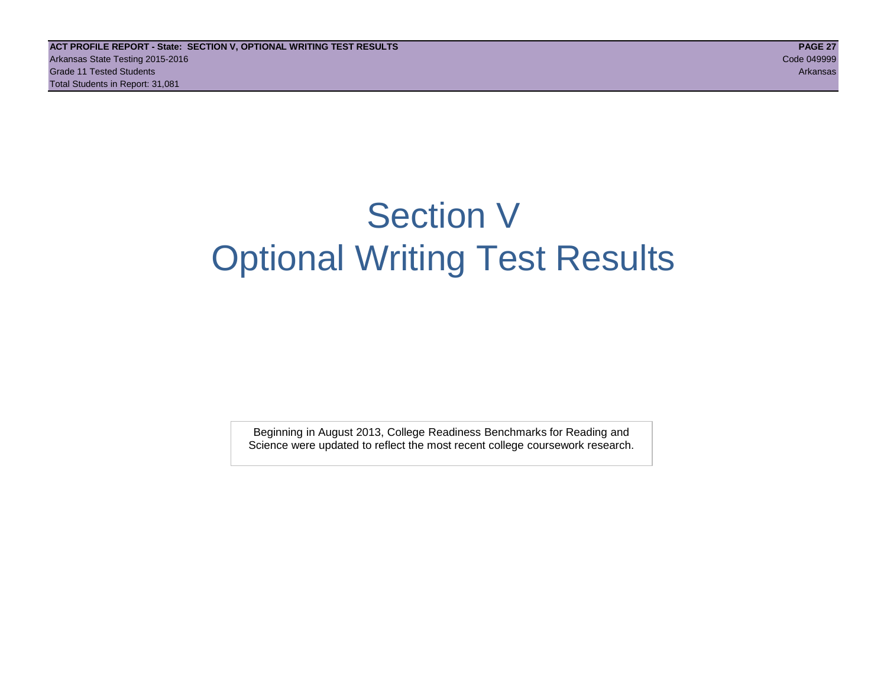# Section V
# Optional Writing Test Results

Beginning in August 2013, College Readiness Benchmarks for Reading and Science were updated to reflect the most recent college coursework research.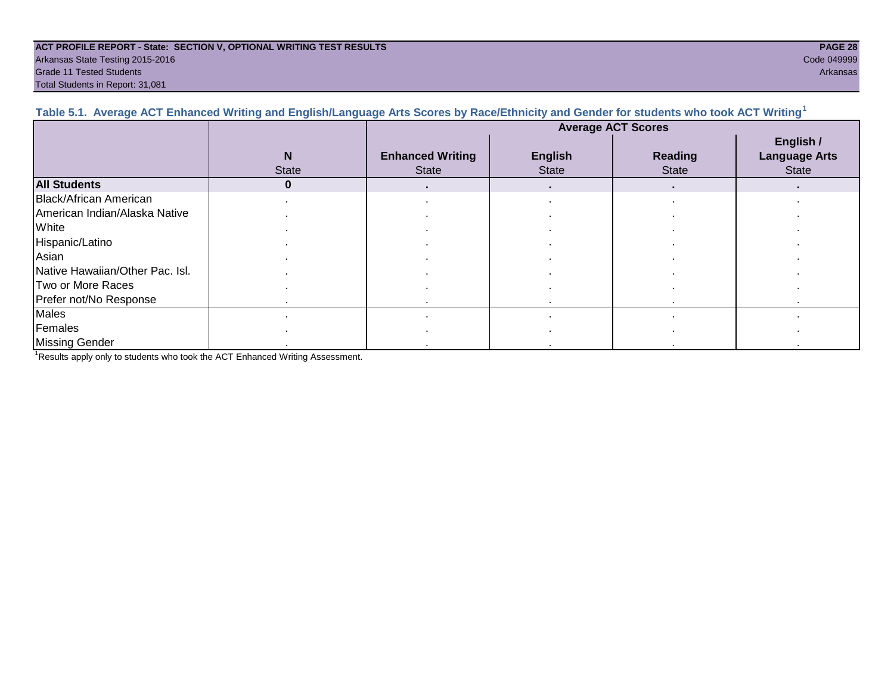**ACT PROFILE REPORT - State: SECTION V, OPTIONAL WRITING TEST RESULTS**
Arkansas State Testing 2015-2016
Grade 11 Tested Students
Total Students in Report: 31,081

Code 049999
Arkansas

### Table 5.1. Average ACT Enhanced Writing and English/Language Arts Scores by Race/Ethnicity and Gender for students who took ACT Writing[1]

| | | Average ACT Scores | | | |
|---|---|---|---|---|---|
| | N<br>State | Enhanced Writing<br>State | English<br>State | Reading<br>State | English / Language Arts<br>State |
| **All Students** | **0** | **.** | **.** | **.** | **.** |
| Black/African American | . | . | . | . | . |
| American Indian/Alaska Native | . | . | . | . | . |
| White | . | . | . | . | . |
| Hispanic/Latino | . | . | . | . | . |
| Asian | . | . | . | . | . |
| Native Hawaiian/Other Pac. Isl. | . | . | . | . | . |
| Two or More Races | . | . | . | . | . |
| Prefer not/No Response | . | . | . | . | . |
| Males | . | . | . | . | . |
| Females | . | . | . | . | . |
| Missing Gender | . | . | . | . | . |

[1]Results apply only to students who took the ACT Enhanced Writing Assessment.